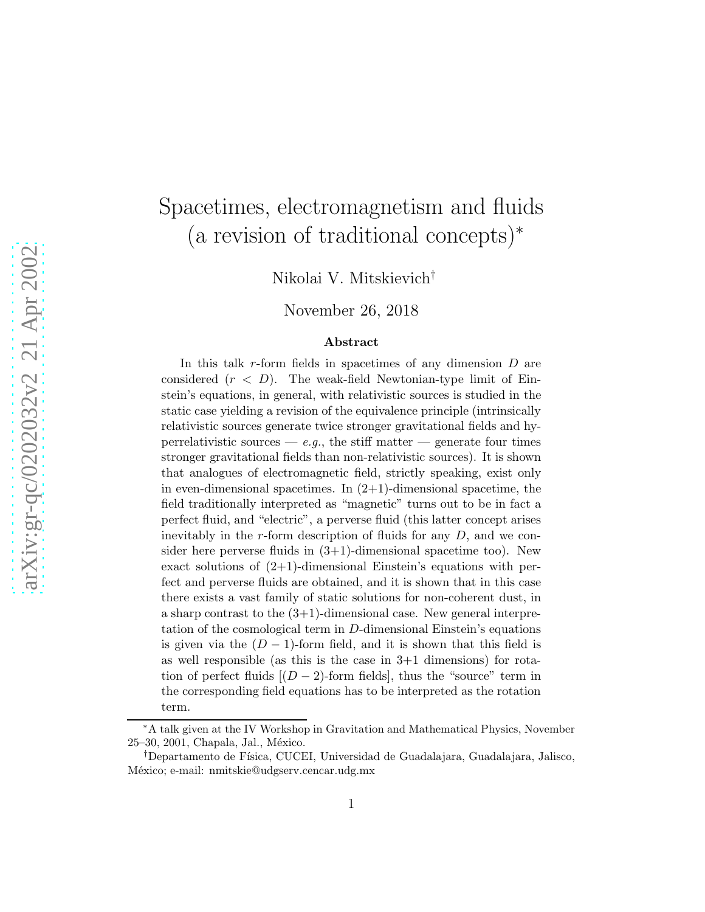# Spacetimes, electromagnetism and fluids (a revision of traditional concepts)*

Nikolai V. Mitskievich[†]

November 26, 2018

### Abstract

In this talk $r$-form fields in spacetimes of any dimension $D$ are considered ($r < D$). The weak-field Newtonian-type limit of Einstein's equations, in general, with relativistic sources is studied in the static case yielding a revision of the equivalence principle (intrinsically relativistic sources generate twice stronger gravitational fields and hyperrelativistic sources — *e.g.*, the stiff matter — generate four times stronger gravitational fields than non-relativistic sources). It is shown that analogues of electromagnetic field, strictly speaking, exist only in even-dimensional spacetimes. In (2+1)-dimensional spacetime, the field traditionally interpreted as "magnetic" turns out to be in fact a perfect fluid, and "electric", a perverse fluid (this latter concept arises inevitably in the $r$-form description of fluids for any $D$, and we consider here perverse fluids in (3+1)-dimensional spacetime too). New exact solutions of (2+1)-dimensional Einstein's equations with perfect and perverse fluids are obtained, and it is shown that in this case there exists a vast family of static solutions for non-coherent dust, in a sharp contrast to the (3+1)-dimensional case. New general interpretation of the cosmological term in $D$-dimensional Einstein's equations is given via the $(D-1)$-form field, and it is shown that this field is as well responsible (as this is the case in 3+1 dimensions) for rotation of perfect fluids [$(D-2)$-form fields], thus the "source" term in the corresponding field equations has to be interpreted as the rotation term.

---

*A talk given at the IV Workshop in Gravitation and Mathematical Physics, November 25–30, 2001, Chapala, Jal., México.

†Departamento de Física, CUCEI, Universidad de Guadalajara, Guadalajara, Jalisco, México; e-mail: nmitskie@udgserv.cencar.udg.mx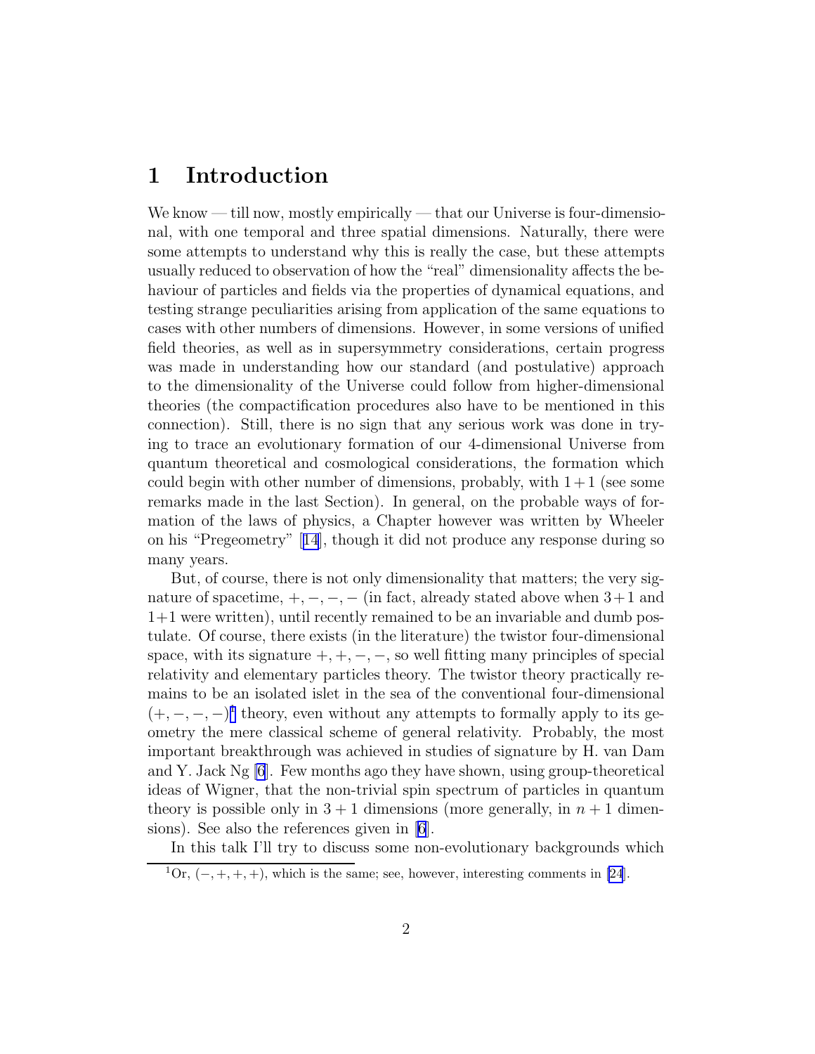# 1 Introduction

We know — till now, mostly empirically — that our Universe is four-dimensional, with one temporal and three spatial dimensions. Naturally, there were some attempts to understand why this is really the case, but these attempts usually reduced to observation of how the "real" dimensionality affects the behaviour of particles and fields via the properties of dynamical equations, and testing strange peculiarities arising from application of the same equations to cases with other numbers of dimensions. However, in some versions of unified field theories, as well as in supersymmetry considerations, certain progress was made in understanding how our standard (and postulative) approach to the dimensionality of the Universe could follow from higher-dimensional theories (the compactification procedures also have to be mentioned in this connection). Still, there is no sign that any serious work was done in trying to trace an evolutionary formation of our 4-dimensional Universe from quantum theoretical and cosmological considerations, the formation which could begin with other number of dimensions, probably, with $1+1$ (see some remarks made in the last Section). In general, on the probable ways of formation of the laws of physics, a Chapter however was written by Wheeler on his "Pregeometry" [14], though it did not produce any response during so many years.

But, of course, there is not only dimensionality that matters; the very signature of spacetime, $+,-,-,-$ (in fact, already stated above when $3+1$ and $1+1$ were written), until recently remained to be an invariable and dumb postulate. Of course, there exists (in the literature) the twistor four-dimensional space, with its signature $+,+,-,-$, so well fitting many principles of special relativity and elementary particles theory. The twistor theory practically remains to be an isolated islet in the sea of the conventional four-dimensional $(+,-,-,-)$[1] theory, even without any attempts to formally apply to its geometry the mere classical scheme of general relativity. Probably, the most important breakthrough was achieved in studies of signature by H. van Dam and Y. Jack Ng [6]. Few months ago they have shown, using group-theoretical ideas of Wigner, that the non-trivial spin spectrum of particles in quantum theory is possible only in $3+1$ dimensions (more generally, in $n+1$ dimensions). See also the references given in [6].

In this talk I'll try to discuss some non-evolutionary backgrounds which

[1] Or, $(-,+,+,+)$, which is the same; see, however, interesting comments in [24].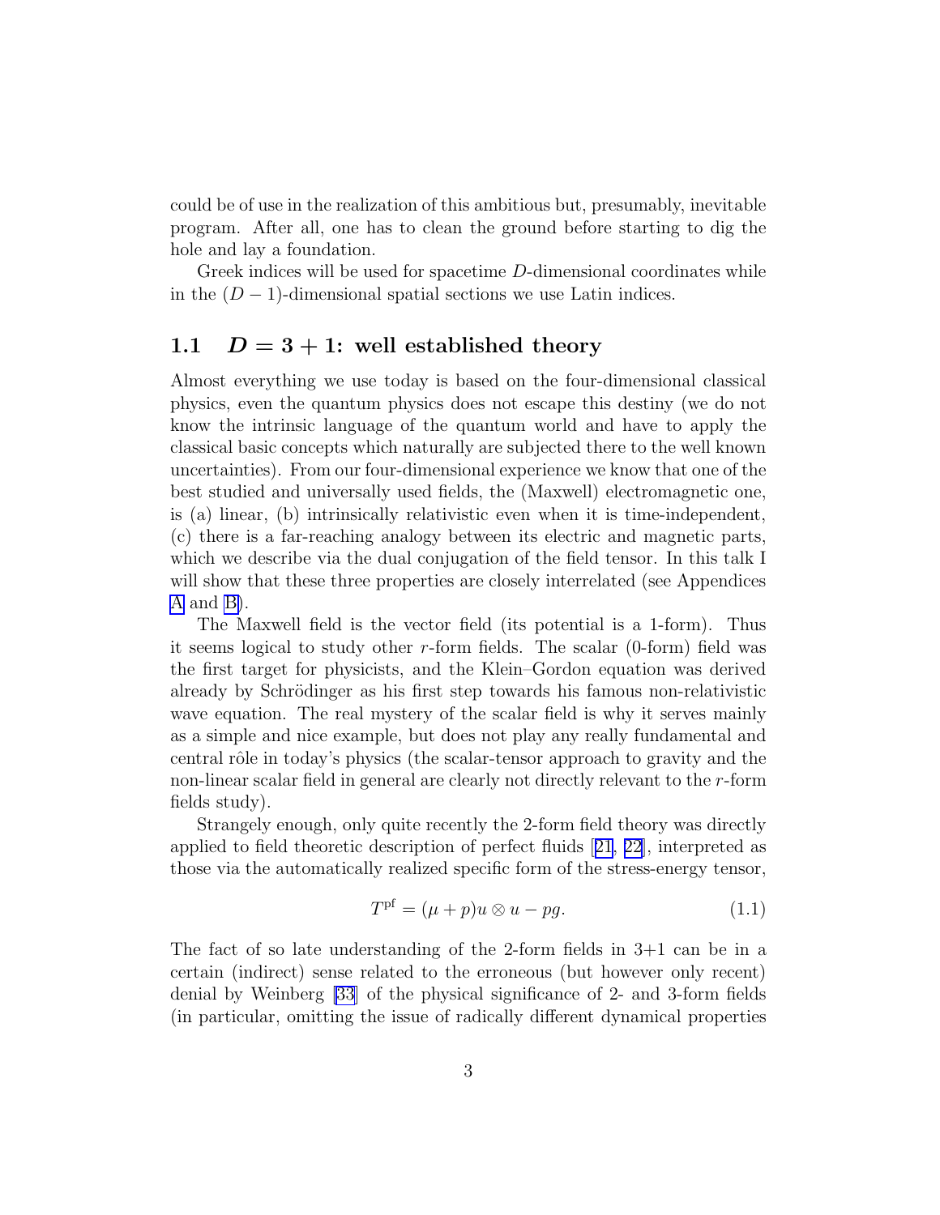could be of use in the realization of this ambitious but, presumably, inevitable program. After all, one has to clean the ground before starting to dig the hole and lay a foundation.

Greek indices will be used for spacetime $D$-dimensional coordinates while in the $(D-1)$-dimensional spatial sections we use Latin indices.

## 1.1 $D = 3 + 1$: well established theory

Almost everything we use today is based on the four-dimensional classical physics, even the quantum physics does not escape this destiny (we do not know the intrinsic language of the quantum world and have to apply the classical basic concepts which naturally are subjected there to the well known uncertainties). From our four-dimensional experience we know that one of the best studied and universally used fields, the (Maxwell) electromagnetic one, is (a) linear, (b) intrinsically relativistic even when it is time-independent, (c) there is a far-reaching analogy between its electric and magnetic parts, which we describe via the dual conjugation of the field tensor. In this talk I will show that these three properties are closely interrelated (see Appendices A and B).

The Maxwell field is the vector field (its potential is a 1-form). Thus it seems logical to study other $r$-form fields. The scalar (0-form) field was the first target for physicists, and the Klein–Gordon equation was derived already by Schrödinger as his first step towards his famous non-relativistic wave equation. The real mystery of the scalar field is why it serves mainly as a simple and nice example, but does not play any really fundamental and central rôle in today's physics (the scalar-tensor approach to gravity and the non-linear scalar field in general are clearly not directly relevant to the $r$-form fields study).

Strangely enough, only quite recently the 2-form field theory was directly applied to field theoretic description of perfect fluids [21, 22], interpreted as those via the automatically realized specific form of the stress-energy tensor,

$$T^{\mathrm{pf}} = (\mu + p) u \otimes u - p g. \tag{1.1}$$

The fact of so late understanding of the 2-form fields in 3+1 can be in a certain (indirect) sense related to the erroneous (but however only recent) denial by Weinberg [33] of the physical significance of 2- and 3-form fields (in particular, omitting the issue of radically different dynamical properties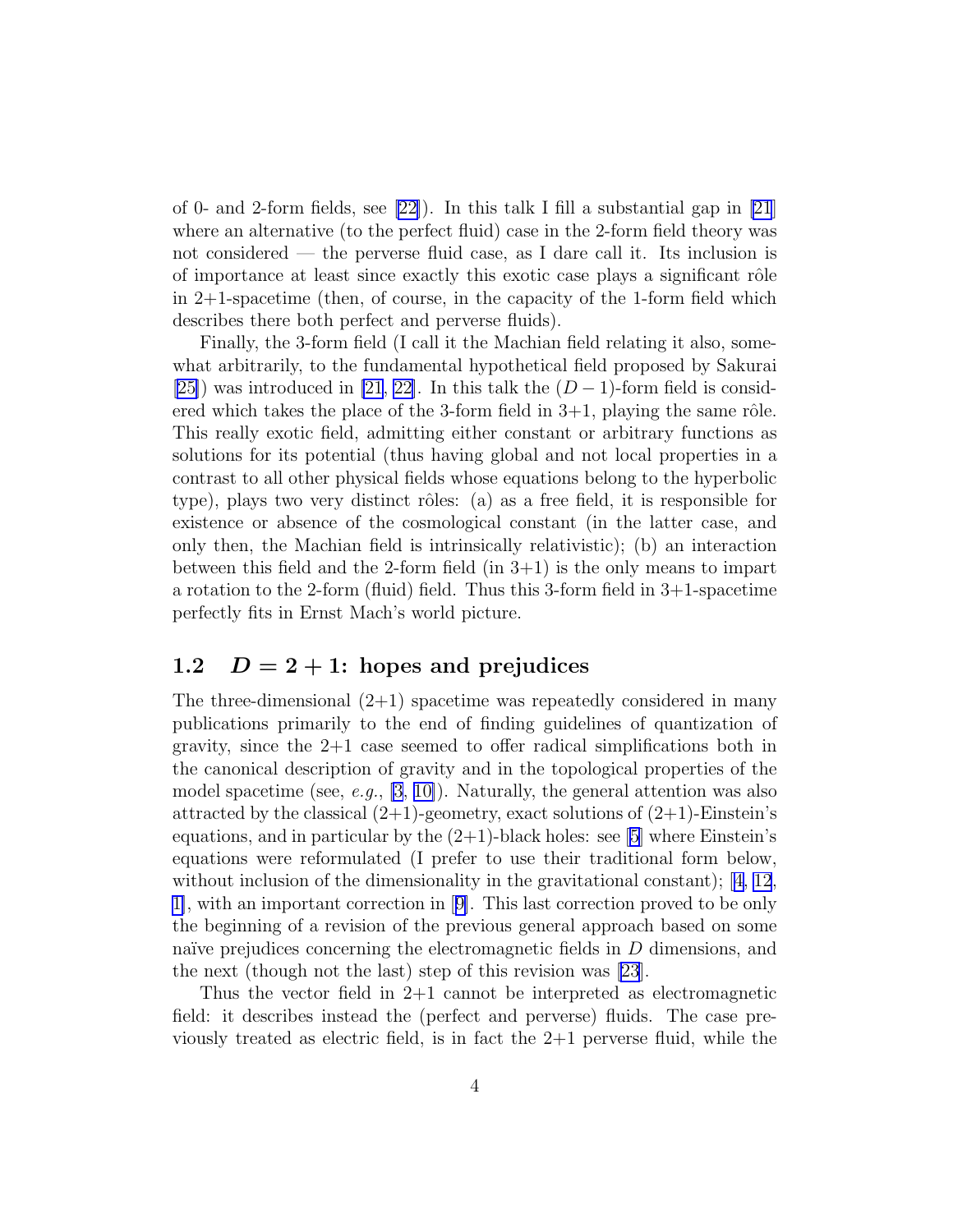of 0- and 2-form fields, see [22]). In this talk I fill a substantial gap in [21] where an alternative (to the perfect fluid) case in the 2-form field theory was not considered — the perverse fluid case, as I dare call it. Its inclusion is of importance at least since exactly this exotic case plays a significant rôle in 2+1-spacetime (then, of course, in the capacity of the 1-form field which describes there both perfect and perverse fluids).

Finally, the 3-form field (I call it the Machian field relating it also, somewhat arbitrarily, to the fundamental hypothetical field proposed by Sakurai [25]) was introduced in [21, 22]. In this talk the $(D-1)$-form field is considered which takes the place of the 3-form field in 3+1, playing the same rôle. This really exotic field, admitting either constant or arbitrary functions as solutions for its potential (thus having global and not local properties in a contrast to all other physical fields whose equations belong to the hyperbolic type), plays two very distinct rôles: (a) as a free field, it is responsible for existence or absence of the cosmological constant (in the latter case, and only then, the Machian field is intrinsically relativistic); (b) an interaction between this field and the 2-form field (in 3+1) is the only means to impart a rotation to the 2-form (fluid) field. Thus this 3-form field in 3+1-spacetime perfectly fits in Ernst Mach's world picture.

## 1.2 $D = 2 + 1$: hopes and prejudices

The three-dimensional (2+1) spacetime was repeatedly considered in many publications primarily to the end of finding guidelines of quantization of gravity, since the 2+1 case seemed to offer radical simplifications both in the canonical description of gravity and in the topological properties of the model spacetime (see, *e.g.*, [3, 10]). Naturally, the general attention was also attracted by the classical (2+1)-geometry, exact solutions of (2+1)-Einstein's equations, and in particular by the (2+1)-black holes: see [5] where Einstein's equations were reformulated (I prefer to use their traditional form below, without inclusion of the dimensionality in the gravitational constant); [4, 12, 1], with an important correction in [9]. This last correction proved to be only the beginning of a revision of the previous general approach based on some naïve prejudices concerning the electromagnetic fields in $D$ dimensions, and the next (though not the last) step of this revision was [23].

Thus the vector field in 2+1 cannot be interpreted as electromagnetic field: it describes instead the (perfect and perverse) fluids. The case previously treated as electric field, is in fact the 2+1 perverse fluid, while the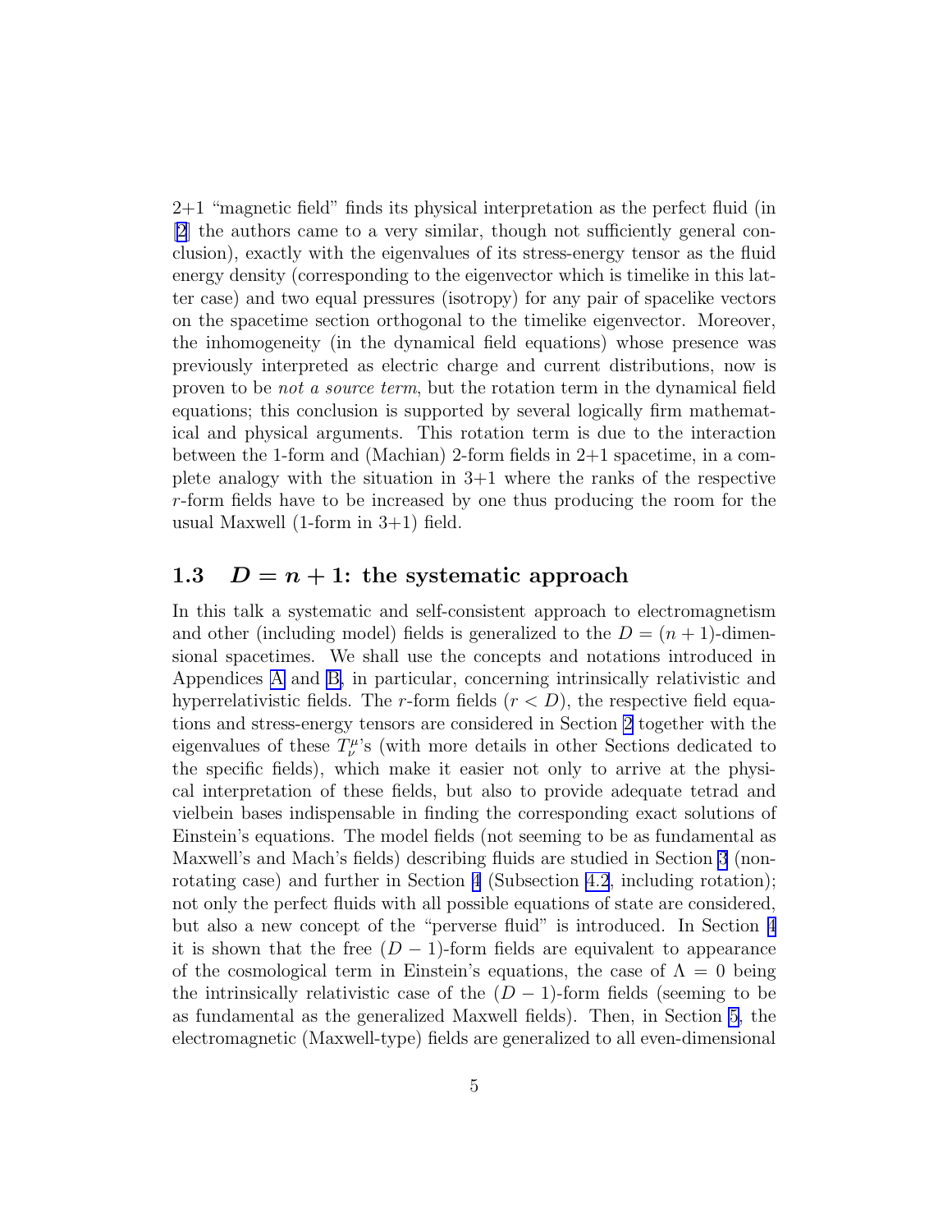2+1 "magnetic field" finds its physical interpretation as the perfect fluid (in [2] the authors came to a very similar, though not sufficiently general conclusion), exactly with the eigenvalues of its stress-energy tensor as the fluid energy density (corresponding to the eigenvector which is timelike in this latter case) and two equal pressures (isotropy) for any pair of spacelike vectors on the spacetime section orthogonal to the timelike eigenvector. Moreover, the inhomogeneity (in the dynamical field equations) whose presence was previously interpreted as electric charge and current distributions, now is proven to be *not a source term*, but the rotation term in the dynamical field equations; this conclusion is supported by several logically firm mathematical and physical arguments. This rotation term is due to the interaction between the 1-form and (Machian) 2-form fields in 2+1 spacetime, in a complete analogy with the situation in 3+1 where the ranks of the respective $r$-form fields have to be increased by one thus producing the room for the usual Maxwell (1-form in 3+1) field.

## 1.3 $D = n + 1$: the systematic approach

In this talk a systematic and self-consistent approach to electromagnetism and other (including model) fields is generalized to the $D = (n+1)$-dimensional spacetimes. We shall use the concepts and notations introduced in Appendices A and B, in particular, concerning intrinsically relativistic and hyperrelativistic fields. The $r$-form fields ($r < D$), the respective field equations and stress-energy tensors are considered in Section 2 together with the eigenvalues of these $T^{\mu}_{\nu}$'s (with more details in other Sections dedicated to the specific fields), which make it easier not only to arrive at the physical interpretation of these fields, but also to provide adequate tetrad and vielbein bases indispensable in finding the corresponding exact solutions of Einstein's equations. The model fields (not seeming to be as fundamental as Maxwell's and Mach's fields) describing fluids are studied in Section 3 (non-rotating case) and further in Section 4 (Subsection 4.2, including rotation); not only the perfect fluids with all possible equations of state are considered, but also a new concept of the "perverse fluid" is introduced. In Section 4 it is shown that the free $(D-1)$-form fields are equivalent to appearance of the cosmological term in Einstein's equations, the case of $\Lambda = 0$ being the intrinsically relativistic case of the $(D-1)$-form fields (seeming to be as fundamental as the generalized Maxwell fields). Then, in Section 5, the electromagnetic (Maxwell-type) fields are generalized to all even-dimensional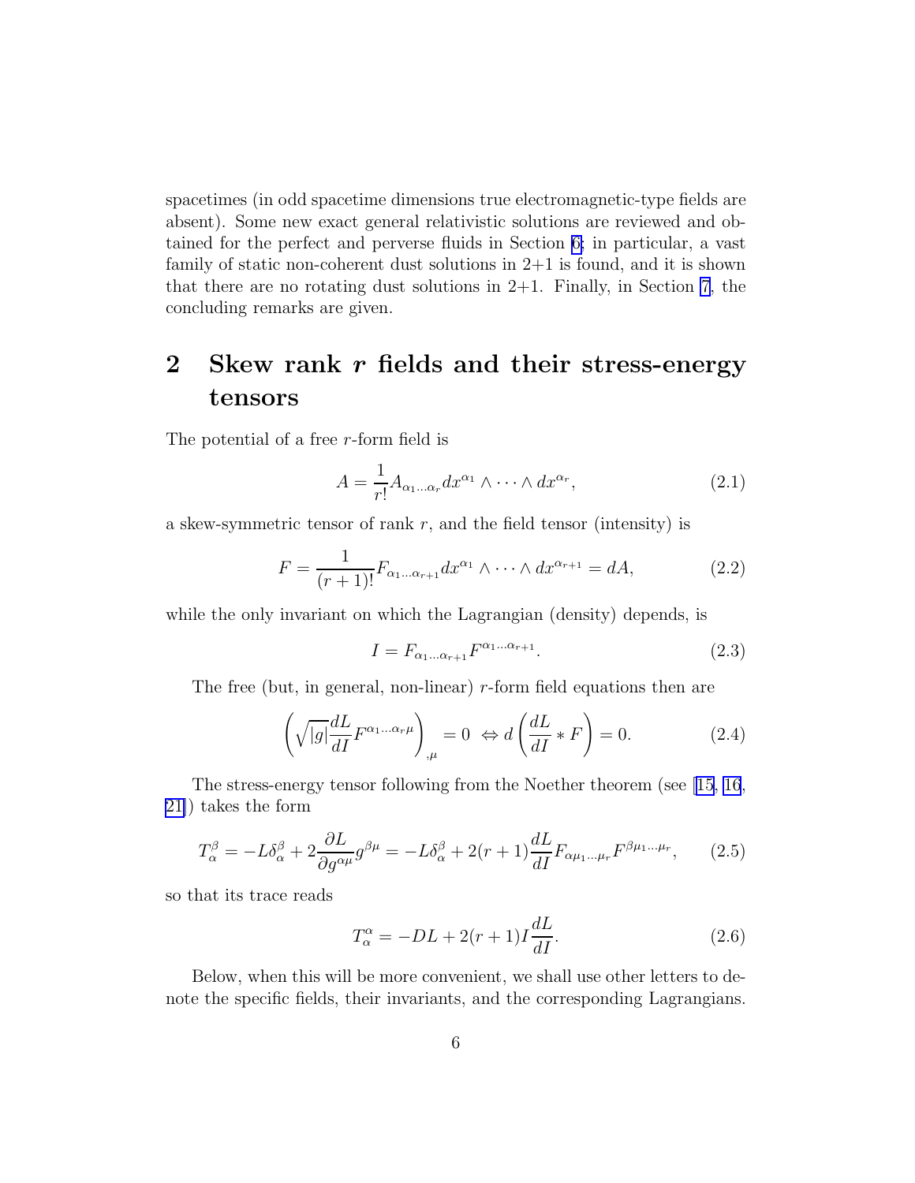spacetimes (in odd spacetime dimensions true electromagnetic-type fields are absent). Some new exact general relativistic solutions are reviewed and obtained for the perfect and perverse fluids in Section 6; in particular, a vast family of static non-coherent dust solutions in 2+1 is found, and it is shown that there are no rotating dust solutions in 2+1. Finally, in Section 7, the concluding remarks are given.

## 2 Skew rank $r$ fields and their stress-energy tensors

The potential of a free $r$-form field is

$$A = \frac{1}{r!} A_{\alpha_1 \dots \alpha_r} dx^{\alpha_1} \wedge \dots \wedge dx^{\alpha_r}, \tag{2.1}$$

a skew-symmetric tensor of rank $r$, and the field tensor (intensity) is

$$F = \frac{1}{(r+1)!} F_{\alpha_1 \dots \alpha_{r+1}} dx^{\alpha_1} \wedge \dots \wedge dx^{\alpha_{r+1}} = dA, \tag{2.2}$$

while the only invariant on which the Lagrangian (density) depends, is

$$I = F_{\alpha_1 \dots \alpha_{r+1}} F^{\alpha_1 \dots \alpha_{r+1}}. \tag{2.3}$$

The free (but, in general, non-linear) $r$-form field equations then are

$$\left( \sqrt{|g|} \frac{dL}{dI} F^{\alpha_1 \dots \alpha_r \mu} \right)_{,\mu} = 0 \ \Leftrightarrow d \left( \frac{dL}{dI} * F \right) = 0. \tag{2.4}$$

The stress-energy tensor following from the Noether theorem (see [15, 16, 21]) takes the form

$$T_\alpha^\beta = -L \delta_\alpha^\beta + 2 \frac{\partial L}{\partial g^{\alpha\mu}} g^{\beta\mu} = -L \delta_\alpha^\beta + 2(r+1) \frac{dL}{dI} F_{\alpha \mu_1 \dots \mu_r} F^{\beta \mu_1 \dots \mu_r}, \tag{2.5}$$

so that its trace reads

$$T_\alpha^\alpha = -DL + 2(r+1) I \frac{dL}{dI}. \tag{2.6}$$

Below, when this will be more convenient, we shall use other letters to denote the specific fields, their invariants, and the corresponding Lagrangians.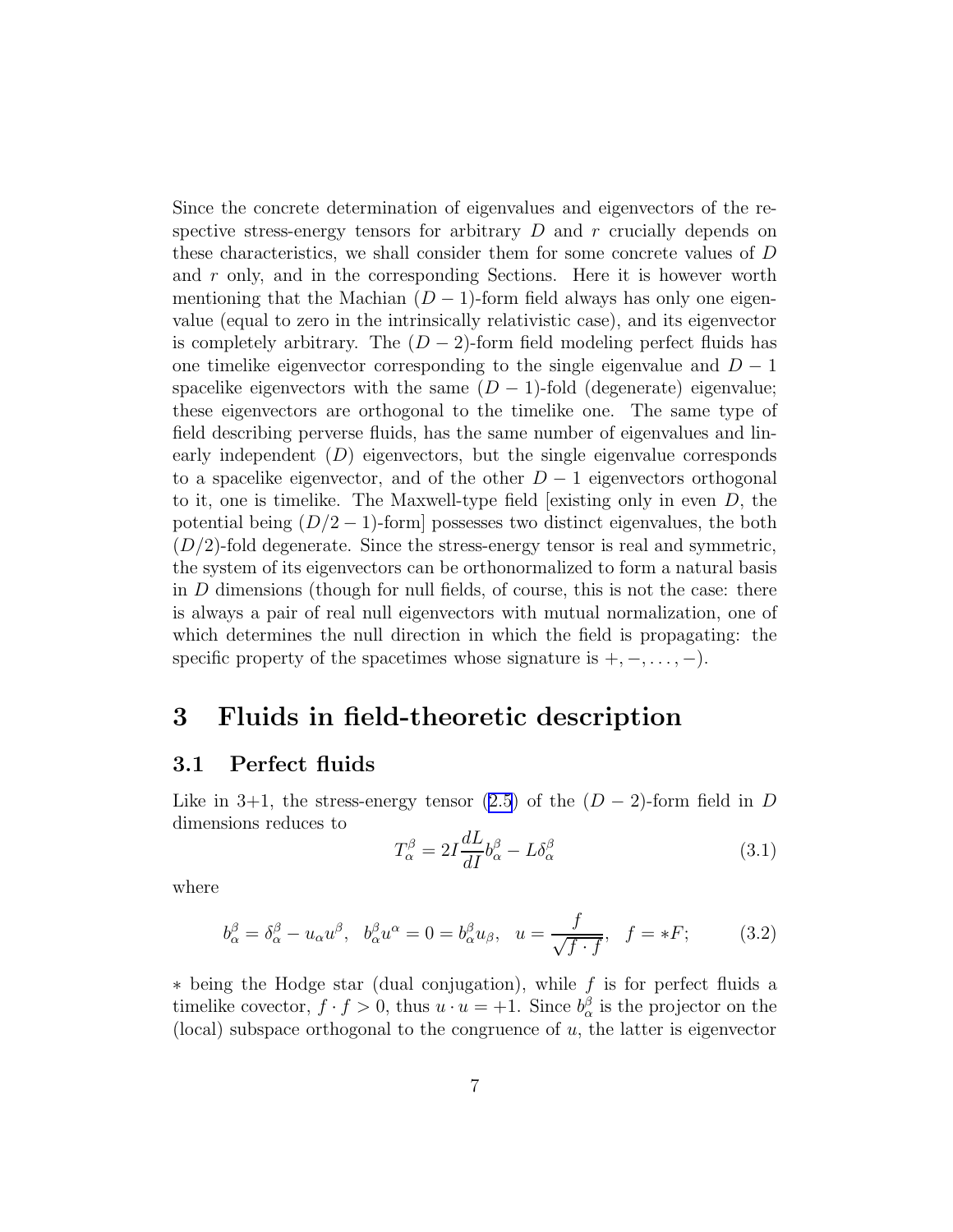Since the concrete determination of eigenvalues and eigenvectors of the respective stress-energy tensors for arbitrary $D$ and $r$ crucially depends on these characteristics, we shall consider them for some concrete values of $D$ and $r$ only, and in the corresponding Sections. Here it is however worth mentioning that the Machian $(D-1)$-form field always has only one eigenvalue (equal to zero in the intrinsically relativistic case), and its eigenvector is completely arbitrary. The $(D-2)$-form field modeling perfect fluids has one timelike eigenvector corresponding to the single eigenvalue and $D-1$ spacelike eigenvectors with the same $(D-1)$-fold (degenerate) eigenvalue; these eigenvectors are orthogonal to the timelike one. The same type of field describing perverse fluids, has the same number of eigenvalues and linearly independent ($D$) eigenvectors, but the single eigenvalue corresponds to a spacelike eigenvector, and of the other $D-1$ eigenvectors orthogonal to it, one is timelike. The Maxwell-type field [existing only in even $D$, the potential being $(D/2-1)$-form] possesses two distinct eigenvalues, the both $(D/2)$-fold degenerate. Since the stress-energy tensor is real and symmetric, the system of its eigenvectors can be orthonormalized to form a natural basis in $D$ dimensions (though for null fields, of course, this is not the case: there is always a pair of real null eigenvectors with mutual normalization, one of which determines the null direction in which the field is propagating: the specific property of the spacetimes whose signature is $+,-,\ldots,-$).

# 3 Fluids in field-theoretic description

## 3.1 Perfect fluids

Like in 3+1, the stress-energy tensor (2.5) of the $(D-2)$-form field in $D$ dimensions reduces to

$$T^{\beta}_{\alpha} = 2I\frac{dL}{dI}b^{\beta}_{\alpha} - L\delta^{\beta}_{\alpha} \tag{3.1}$$

where

$$b^{\beta}_{\alpha} = \delta^{\beta}_{\alpha} - u_{\alpha}u^{\beta}, \;\; b^{\beta}_{\alpha}u^{\alpha} = 0 = b^{\beta}_{\alpha}u_{\beta}, \;\; u = \frac{f}{\sqrt{f \cdot f}}, \;\; f = *F; \tag{3.2}$$

$*$ being the Hodge star (dual conjugation), while $f$ is for perfect fluids a timelike covector, $f \cdot f > 0$, thus $u \cdot u = +1$. Since $b^{\beta}_{\alpha}$ is the projector on the (local) subspace orthogonal to the congruence of $u$, the latter is eigenvector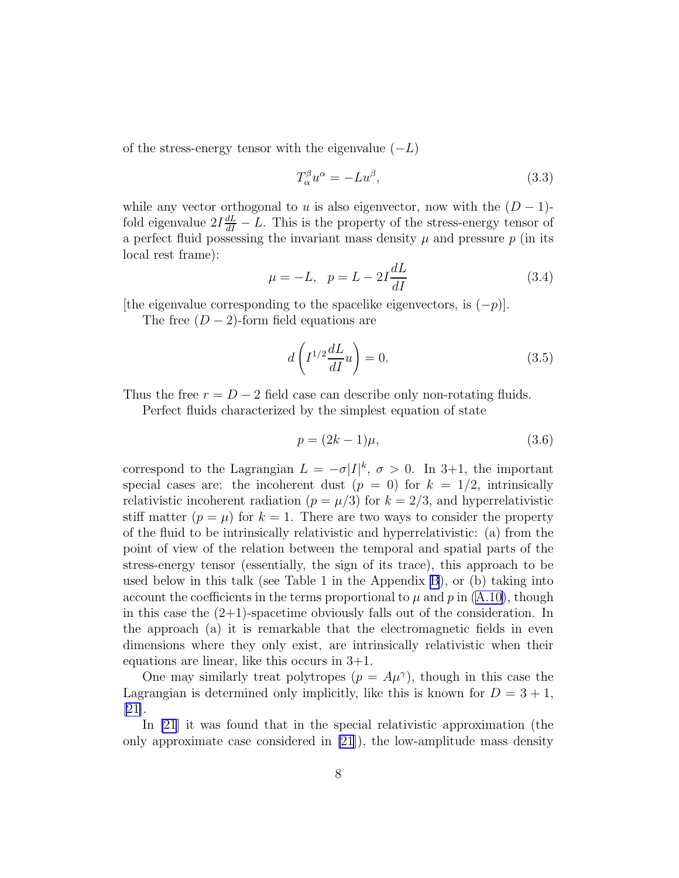of the stress-energy tensor with the eigenvalue $(-L)$

$$T^{\beta}_{\alpha} u^{\alpha} = -L u^{\beta}, \tag{3.3}$$

while any vector orthogonal to $u$ is also eigenvector, now with the $(D-1)$-fold eigenvalue $2I\frac{dL}{dI} - L$. This is the property of the stress-energy tensor of a perfect fluid possessing the invariant mass density $\mu$ and pressure $p$ (in its local rest frame):

$$\mu = -L, \quad p = L - 2I\frac{dL}{dI} \tag{3.4}$$

[the eigenvalue corresponding to the spacelike eigenvectors, is $(-p)$].

The free $(D-2)$-form field equations are

$$d\left(I^{1/2}\frac{dL}{dI}u\right) = 0. \tag{3.5}$$

Thus the free $r = D-2$ field case can describe only non-rotating fluids.

Perfect fluids characterized by the simplest equation of state

$$p = (2k-1)\mu, \tag{3.6}$$

correspond to the Lagrangian $L = -\sigma|I|^k$, $\sigma > 0$. In 3+1, the important special cases are: the incoherent dust ($p = 0$) for $k = 1/2$, intrinsically relativistic incoherent radiation ($p = \mu/3$) for $k = 2/3$, and hyperrelativistic stiff matter ($p = \mu$) for $k = 1$. There are two ways to consider the property of the fluid to be intrinsically relativistic and hyperrelativistic: (a) from the point of view of the relation between the temporal and spatial parts of the stress-energy tensor (essentially, the sign of its trace), this approach to be used below in this talk (see Table 1 in the Appendix B), or (b) taking into account the coefficients in the terms proportional to $\mu$ and $p$ in (A.10), though in this case the (2+1)-spacetime obviously falls out of the consideration. In the approach (a) it is remarkable that the electromagnetic fields in even dimensions where they only exist, are intrinsically relativistic when their equations are linear, like this occurs in 3+1.

One may similarly treat polytropes ($p = A\mu^{\gamma}$), though in this case the Lagrangian is determined only implicitly, like this is known for $D = 3+1$, [21].

In [21] it was found that in the special relativistic approximation (the only approximate case considered in [21]), the low-amplitude mass density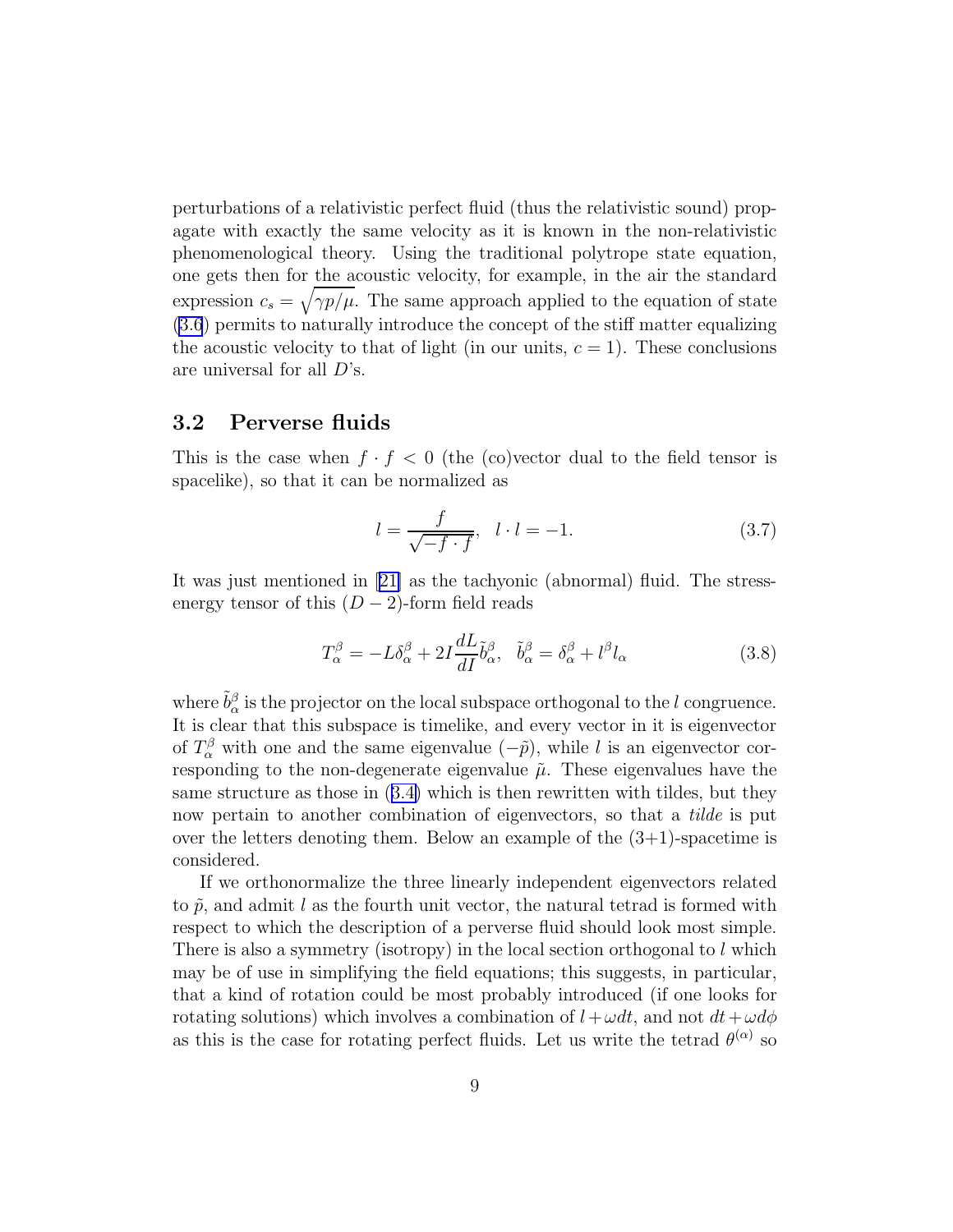perturbations of a relativistic perfect fluid (thus the relativistic sound) propagate with exactly the same velocity as it is known in the non-relativistic phenomenological theory. Using the traditional polytrope state equation, one gets then for the acoustic velocity, for example, in the air the standard expression $c_s = \sqrt{\gamma p/\mu}$. The same approach applied to the equation of state (3.6) permits to naturally introduce the concept of the stiff matter equalizing the acoustic velocity to that of light (in our units, $c = 1$). These conclusions are universal for all $D$'s.

## 3.2 Perverse fluids

This is the case when $f \cdot f < 0$ (the (co)vector dual to the field tensor is spacelike), so that it can be normalized as

$$l = \frac{f}{\sqrt{-f \cdot f}}, \quad l \cdot l = -1. \tag{3.7}$$

It was just mentioned in [21] as the tachyonic (abnormal) fluid. The stress-energy tensor of this $(D-2)$-form field reads

$$T^{\beta}_{\alpha} = -L\delta^{\beta}_{\alpha} + 2I\frac{dL}{dI}\tilde{b}^{\beta}_{\alpha}, \quad \tilde{b}^{\beta}_{\alpha} = \delta^{\beta}_{\alpha} + l^{\beta}l_{\alpha} \tag{3.8}$$

where $\tilde{b}^{\beta}_{\alpha}$ is the projector on the local subspace orthogonal to the $l$ congruence. It is clear that this subspace is timelike, and every vector in it is eigenvector of $T^{\beta}_{\alpha}$ with one and the same eigenvalue $(-\tilde{p})$, while $l$ is an eigenvector corresponding to the non-degenerate eigenvalue $\tilde{\mu}$. These eigenvalues have the same structure as those in (3.4) which is then rewritten with tildes, but they now pertain to another combination of eigenvectors, so that a *tilde* is put over the letters denoting them. Below an example of the (3+1)-spacetime is considered.

If we orthonormalize the three linearly independent eigenvectors related to $\tilde{p}$, and admit $l$ as the fourth unit vector, the natural tetrad is formed with respect to which the description of a perverse fluid should look most simple. There is also a symmetry (isotropy) in the local section orthogonal to $l$ which may be of use in simplifying the field equations; this suggests, in particular, that a kind of rotation could be most probably introduced (if one looks for rotating solutions) which involves a combination of $l + \omega dt$, and not $dt + \omega d\phi$ as this is the case for rotating perfect fluids. Let us write the tetrad $\theta^{(\alpha)}$ so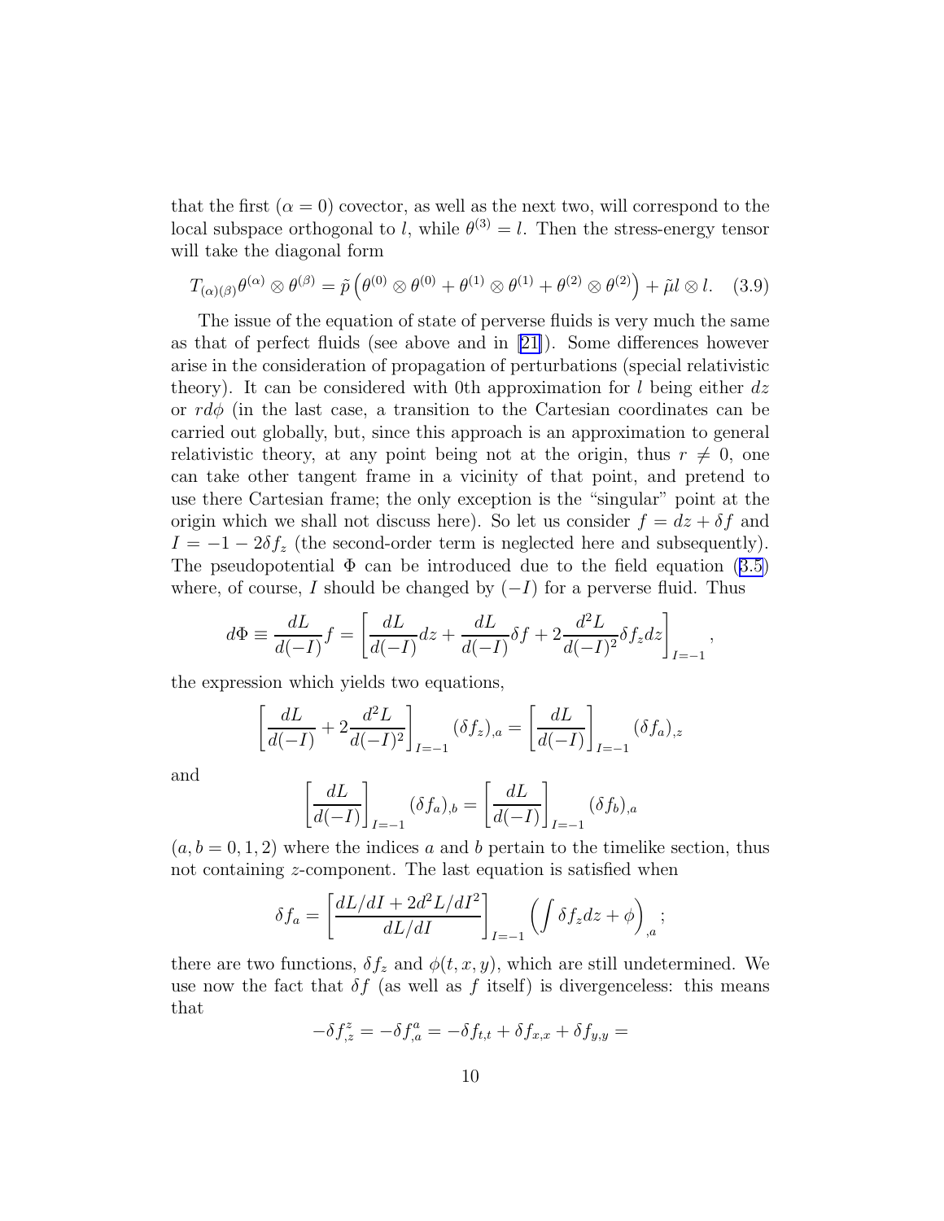that the first ($\alpha = 0$) covector, as well as the next two, will correspond to the local subspace orthogonal to $l$, while $\theta^{(3)} = l$. Then the stress-energy tensor will take the diagonal form

$$T_{(\alpha)(\beta)}\theta^{(\alpha)} \otimes \theta^{(\beta)} = \tilde{p}\left(\theta^{(0)} \otimes \theta^{(0)} + \theta^{(1)} \otimes \theta^{(1)} + \theta^{(2)} \otimes \theta^{(2)}\right) + \tilde{\mu} l \otimes l. \quad (3.9)$$

The issue of the equation of state of perverse fluids is very much the same as that of perfect fluids (see above and in [21]). Some differences however arise in the consideration of propagation of perturbations (special relativistic theory). It can be considered with 0th approximation for $l$ being either $dz$ or $rd\phi$ (in the last case, a transition to the Cartesian coordinates can be carried out globally, but, since this approach is an approximation to general relativistic theory, at any point being not at the origin, thus $r \neq 0$, one can take other tangent frame in a vicinity of that point, and pretend to use there Cartesian frame; the only exception is the "singular" point at the origin which we shall not discuss here). So let us consider $f = dz + \delta f$ and $I = -1 - 2\delta f_z$ (the second-order term is neglected here and subsequently). The pseudopotential $\Phi$ can be introduced due to the field equation (3.5) where, of course, $I$ should be changed by $(-I)$ for a perverse fluid. Thus

$$d\Phi \equiv \frac{dL}{d(-I)}f = \left[\frac{dL}{d(-I)}dz + \frac{dL}{d(-I)}\delta f + 2\frac{d^2L}{d(-I)^2}\delta f_z dz\right]_{I=-1},$$

the expression which yields two equations,

$$\left[\frac{dL}{d(-I)} + 2\frac{d^2L}{d(-I)^2}\right]_{I=-1}(\delta f_z)_{,a} = \left[\frac{dL}{d(-I)}\right]_{I=-1}(\delta f_a)_{,z}$$

and

$$\left[\frac{dL}{d(-I)}\right]_{I=-1}(\delta f_a)_{,b} = \left[\frac{dL}{d(-I)}\right]_{I=-1}(\delta f_b)_{,a}$$

($a, b = 0, 1, 2$) where the indices $a$ and $b$ pertain to the timelike section, thus not containing $z$-component. The last equation is satisfied when

$$\delta f_a = \left[\frac{dL/dI + 2d^2L/dI^2}{dL/dI}\right]_{I=-1}\left(\int \delta f_z dz + \phi\right)_{,a};$$

there are two functions, $\delta f_z$ and $\phi(t, x, y)$, which are still undetermined. We use now the fact that $\delta f$ (as well as $f$ itself) is divergenceless: this means that

$$-\delta f^z_{,z} = -\delta f^a_{,a} = -\delta f_{t,t} + \delta f_{x,x} + \delta f_{y,y} =$$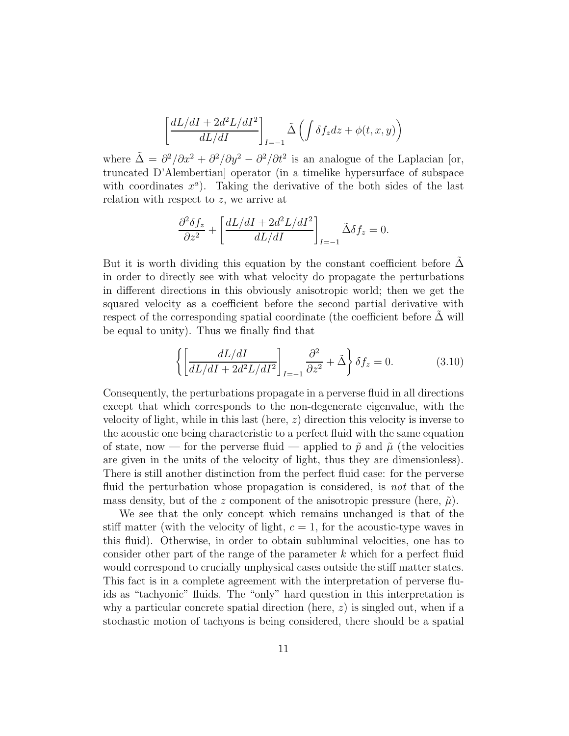$$
\left[\frac{dL/dI + 2d^2L/dI^2}{dL/dI}\right]_{I=-1} \tilde{\Delta}\left(\int \delta f_z dz + \phi(t,x,y)\right)
$$

where $\tilde{\Delta} = \partial^2/\partial x^2 + \partial^2/\partial y^2 - \partial^2/\partial t^2$ is an analogue of the Laplacian [or, truncated D'Alembertian] operator (in a timelike hypersurface of subspace with coordinates $x^a$). Taking the derivative of the both sides of the last relation with respect to $z$, we arrive at

$$
\frac{\partial^2 \delta f_z}{\partial z^2} + \left[\frac{dL/dI + 2d^2L/dI^2}{dL/dI}\right]_{I=-1} \tilde{\Delta}\delta f_z = 0.
$$

But it is worth dividing this equation by the constant coefficient before $\tilde{\Delta}$ in order to directly see with what velocity do propagate the perturbations in different directions in this obviously anisotropic world; then we get the squared velocity as a coefficient before the second partial derivative with respect of the corresponding spatial coordinate (the coefficient before $\tilde{\Delta}$ will be equal to unity). Thus we finally find that

$$
\left\{\left[\frac{dL/dI}{dL/dI + 2d^2L/dI^2}\right]_{I=-1} \frac{\partial^2}{\partial z^2} + \tilde{\Delta}\right\}\delta f_z = 0. \tag{3.10}
$$

Consequently, the perturbations propagate in a perverse fluid in all directions except that which corresponds to the non-degenerate eigenvalue, with the velocity of light, while in this last (here, $z$) direction this velocity is inverse to the acoustic one being characteristic to a perfect fluid with the same equation of state, now — for the perverse fluid — applied to $\tilde{p}$ and $\tilde{\mu}$ (the velocities are given in the units of the velocity of light, thus they are dimensionless). There is still another distinction from the perfect fluid case: for the perverse fluid the perturbation whose propagation is considered, is *not* that of the mass density, but of the $z$ component of the anisotropic pressure (here, $\tilde{\mu}$).

We see that the only concept which remains unchanged is that of the stiff matter (with the velocity of light, $c = 1$, for the acoustic-type waves in this fluid). Otherwise, in order to obtain subluminal velocities, one has to consider other part of the range of the parameter $k$ which for a perfect fluid would correspond to crucially unphysical cases outside the stiff matter states. This fact is in a complete agreement with the interpretation of perverse fluids as "tachyonic" fluids. The "only" hard question in this interpretation is why a particular concrete spatial direction (here, $z$) is singled out, when if a stochastic motion of tachyons is being considered, there should be a spatial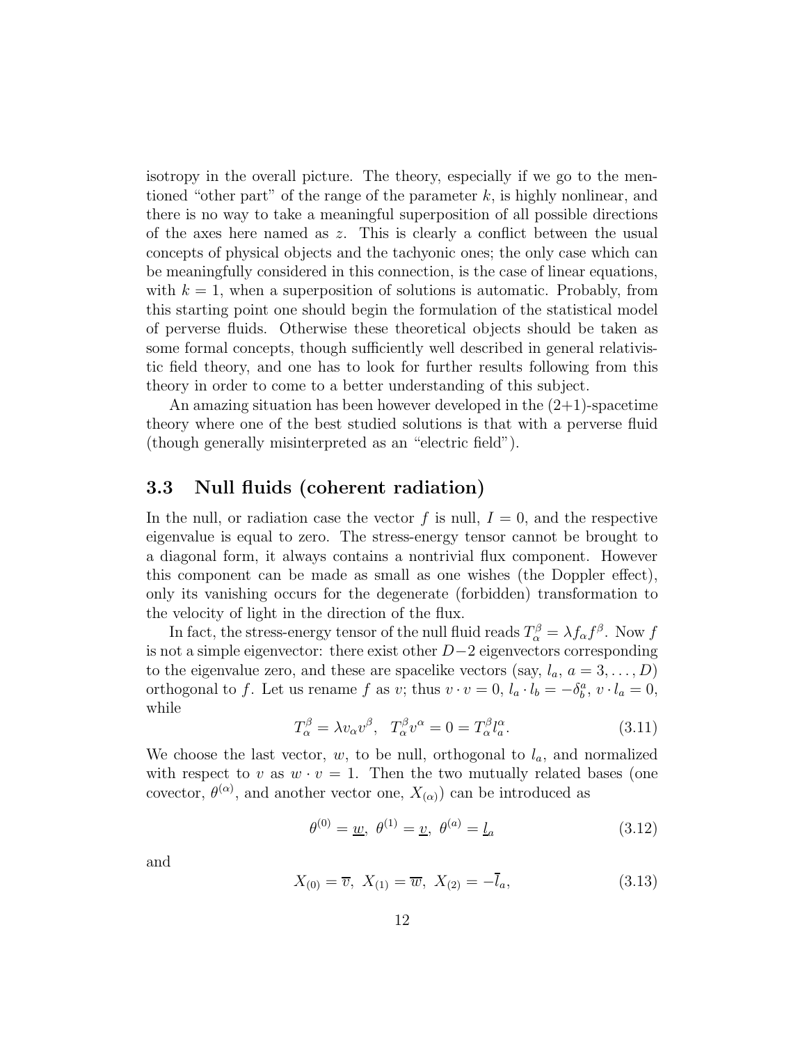isotropy in the overall picture. The theory, especially if we go to the mentioned "other part" of the range of the parameter $k$, is highly nonlinear, and there is no way to take a meaningful superposition of all possible directions of the axes here named as $z$. This is clearly a conflict between the usual concepts of physical objects and the tachyonic ones; the only case which can be meaningfully considered in this connection, is the case of linear equations, with $k = 1$, when a superposition of solutions is automatic. Probably, from this starting point one should begin the formulation of the statistical model of perverse fluids. Otherwise these theoretical objects should be taken as some formal concepts, though sufficiently well described in general relativistic field theory, and one has to look for further results following from this theory in order to come to a better understanding of this subject.

An amazing situation has been however developed in the (2+1)-spacetime theory where one of the best studied solutions is that with a perverse fluid (though generally misinterpreted as an "electric field").

### 3.3 Null fluids (coherent radiation)

In the null, or radiation case the vector $f$ is null, $I = 0$, and the respective eigenvalue is equal to zero. The stress-energy tensor cannot be brought to a diagonal form, it always contains a nontrivial flux component. However this component can be made as small as one wishes (the Doppler effect), only its vanishing occurs for the degenerate (forbidden) transformation to the velocity of light in the direction of the flux.

In fact, the stress-energy tensor of the null fluid reads $T^\beta_\alpha = \lambda f_\alpha f^\beta$. Now $f$ is not a simple eigenvector: there exist other $D-2$ eigenvectors corresponding to the eigenvalue zero, and these are spacelike vectors (say, $l_a$, $a = 3, \ldots, D$) orthogonal to $f$. Let us rename $f$ as $v$; thus $v \cdot v = 0$, $l_a \cdot l_b = -\delta^a_b$, $v \cdot l_a = 0$, while

$$T^\beta_\alpha = \lambda v_\alpha v^\beta, \quad T^\beta_\alpha v^\alpha = 0 = T^\beta_\alpha l^\alpha_a. \tag{3.11}$$

We choose the last vector, $w$, to be null, orthogonal to $l_a$, and normalized with respect to $v$ as $w \cdot v = 1$. Then the two mutually related bases (one covector, $\theta^{(\alpha)}$, and another vector one, $X_{(\alpha)}$) can be introduced as

$$\theta^{(0)} = \underline{w}, \ \theta^{(1)} = \underline{v}, \ \theta^{(a)} = \underline{l}_a \tag{3.12}$$

and

$$X_{(0)} = \overline{v}, \ X_{(1)} = \overline{w}, \ X_{(2)} = -\overline{l}_a, \tag{3.13}$$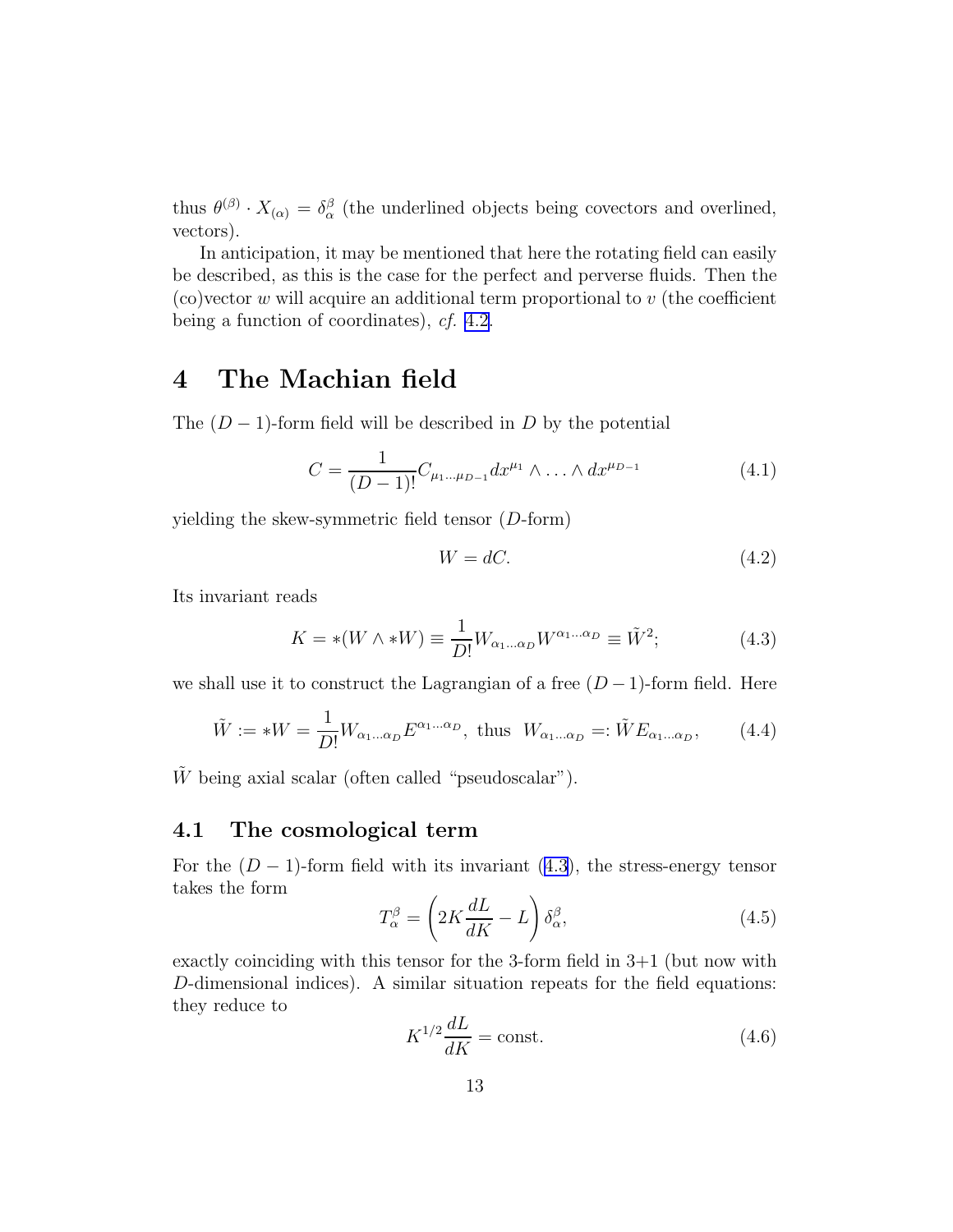thus $\theta^{(\beta)} \cdot X_{(\alpha)} = \delta^\beta_\alpha$ (the underlined objects being covectors and overlined, vectors).

In anticipation, it may be mentioned that here the rotating field can easily be described, as this is the case for the perfect and perverse fluids. Then the (co)vector $w$ will acquire an additional term proportional to $v$ (the coefficient being a function of coordinates), *cf.* 4.2.

# 4 The Machian field

The $(D-1)$-form field will be described in $D$ by the potential

$$C = \frac{1}{(D-1)!} C_{\mu_1 \dots \mu_{D-1}} dx^{\mu_1} \wedge \dots \wedge dx^{\mu_{D-1}} \tag{4.1}$$

yielding the skew-symmetric field tensor ($D$-form)

$$W = dC. \tag{4.2}$$

Its invariant reads

$$K = *(W \wedge *W) \equiv \frac{1}{D!} W_{\alpha_1 \dots \alpha_D} W^{\alpha_1 \dots \alpha_D} \equiv \tilde{W}^2; \tag{4.3}$$

we shall use it to construct the Lagrangian of a free $(D-1)$-form field. Here

$$\tilde{W} := *W = \frac{1}{D!} W_{\alpha_1 \dots \alpha_D} E^{\alpha_1 \dots \alpha_D}, \text{ thus } W_{\alpha_1 \dots \alpha_D} =: \tilde{W} E_{\alpha_1 \dots \alpha_D}, \tag{4.4}$$

$\tilde{W}$ being axial scalar (often called "pseudoscalar").

## 4.1 The cosmological term

For the $(D-1)$-form field with its invariant (4.3), the stress-energy tensor takes the form

$$T^\beta_\alpha = \left( 2K \frac{dL}{dK} - L \right) \delta^\beta_\alpha, \tag{4.5}$$

exactly coinciding with this tensor for the 3-form field in 3+1 (but now with $D$-dimensional indices). A similar situation repeats for the field equations: they reduce to

$$K^{1/2} \frac{dL}{dK} = \text{const.} \tag{4.6}$$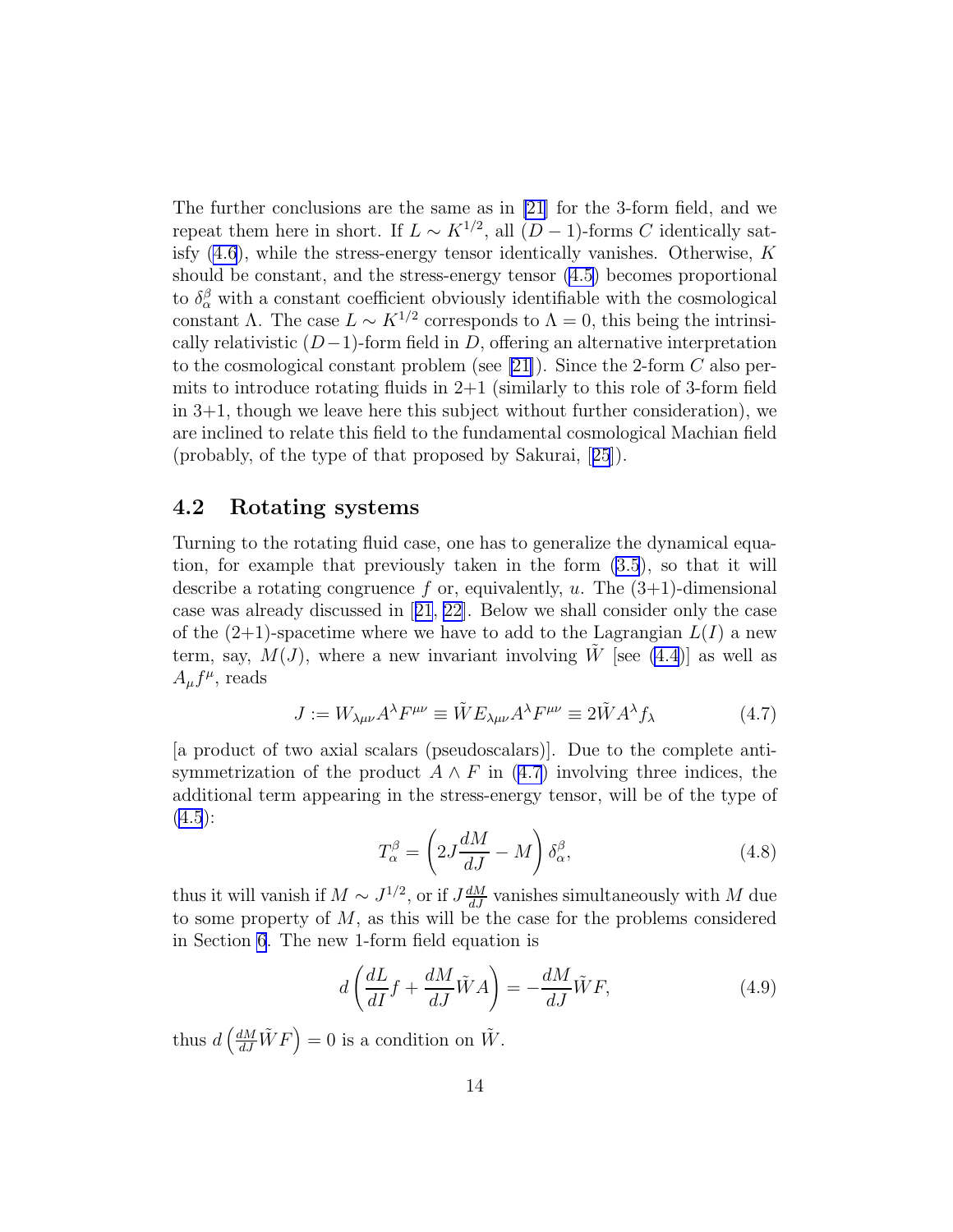The further conclusions are the same as in [21] for the 3-form field, and we repeat them here in short. If $L \sim K^{1/2}$, all $(D-1)$-forms $C$ identically satisfy (4.6), while the stress-energy tensor identically vanishes. Otherwise, $K$ should be constant, and the stress-energy tensor (4.5) becomes proportional to $\delta_\alpha^\beta$ with a constant coefficient obviously identifiable with the cosmological constant $\Lambda$. The case $L \sim K^{1/2}$ corresponds to $\Lambda = 0$, this being the intrinsically relativistic $(D-1)$-form field in $D$, offering an alternative interpretation to the cosmological constant problem (see [21]). Since the 2-form $C$ also permits to introduce rotating fluids in 2+1 (similarly to this role of 3-form field in 3+1, though we leave here this subject without further consideration), we are inclined to relate this field to the fundamental cosmological Machian field (probably, of the type of that proposed by Sakurai, [25]).

## 4.2 Rotating systems

Turning to the rotating fluid case, one has to generalize the dynamical equation, for example that previously taken in the form (3.5), so that it will describe a rotating congruence $f$ or, equivalently, $u$. The (3+1)-dimensional case was already discussed in [21, 22]. Below we shall consider only the case of the (2+1)-spacetime where we have to add to the Lagrangian $L(I)$ a new term, say, $M(J)$, where a new invariant involving $\tilde{W}$ [see (4.4)] as well as $A_\mu f^\mu$, reads

$$J := W_{\lambda\mu\nu} A^\lambda F^{\mu\nu} \equiv \tilde{W} E_{\lambda\mu\nu} A^\lambda F^{\mu\nu} \equiv 2\tilde{W} A^\lambda f_\lambda \tag{4.7}$$

[a product of two axial scalars (pseudoscalars)]. Due to the complete antisymmetrization of the product $A \wedge F$ in (4.7) involving three indices, the additional term appearing in the stress-energy tensor, will be of the type of (4.5):

$$T_\alpha^\beta = \left( 2J \frac{dM}{dJ} - M \right) \delta_\alpha^\beta, \tag{4.8}$$

thus it will vanish if $M \sim J^{1/2}$, or if $J \frac{dM}{dJ}$ vanishes simultaneously with $M$ due to some property of $M$, as this will be the case for the problems considered in Section 6. The new 1-form field equation is

$$d\left( \frac{dL}{dI} f + \frac{dM}{dJ} \tilde{W} A \right) = -\frac{dM}{dJ} \tilde{W} F, \tag{4.9}$$

thus $d\left( \frac{dM}{dJ} \tilde{W} F \right) = 0$ is a condition on $\tilde{W}$.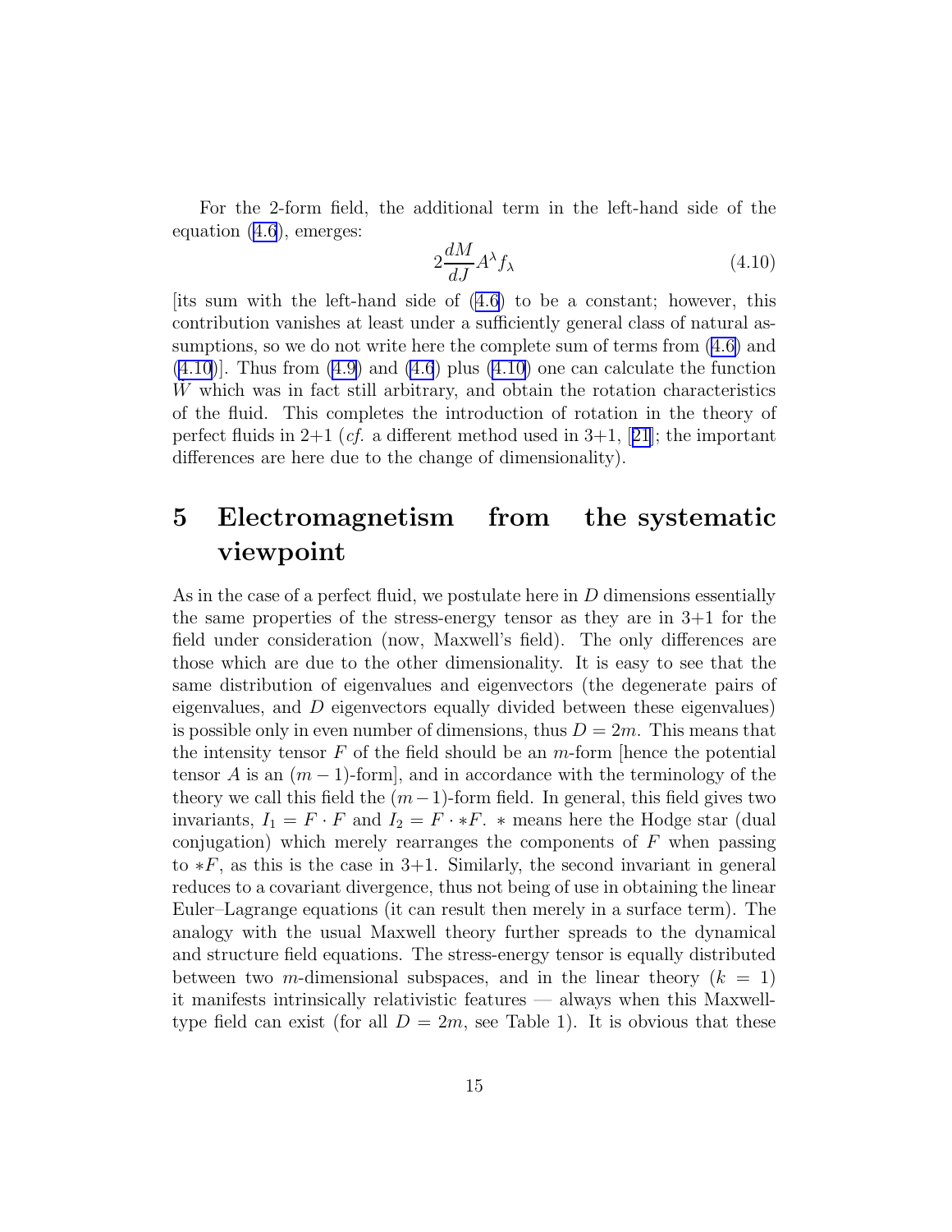For the 2-form field, the additional term in the left-hand side of the equation (4.6), emerges:

$$2\frac{dM}{dJ}A^{\lambda}f_{\lambda} \tag{4.10}$$

[its sum with the left-hand side of (4.6) to be a constant; however, this contribution vanishes at least under a sufficiently general class of natural assumptions, so we do not write here the complete sum of terms from (4.6) and (4.10)]. Thus from (4.9) and (4.6) plus (4.10) one can calculate the function $W$ which was in fact still arbitrary, and obtain the rotation characteristics of the fluid. This completes the introduction of rotation in the theory of perfect fluids in 2+1 (*cf.* a different method used in 3+1, [21]; the important differences are here due to the change of dimensionality).

# 5 Electromagnetism from the systematic viewpoint

As in the case of a perfect fluid, we postulate here in $D$ dimensions essentially the same properties of the stress-energy tensor as they are in 3+1 for the field under consideration (now, Maxwell's field). The only differences are those which are due to the other dimensionality. It is easy to see that the same distribution of eigenvalues and eigenvectors (the degenerate pairs of eigenvalues, and $D$ eigenvectors equally divided between these eigenvalues) is possible only in even number of dimensions, thus $D = 2m$. This means that the intensity tensor $F$ of the field should be an $m$-form [hence the potential tensor $A$ is an $(m-1)$-form], and in accordance with the terminology of the theory we call this field the $(m-1)$-form field. In general, this field gives two invariants, $I_1 = F \cdot F$ and $I_2 = F \cdot *F$. $*$ means here the Hodge star (dual conjugation) which merely rearranges the components of $F$ when passing to $*F$, as this is the case in 3+1. Similarly, the second invariant in general reduces to a covariant divergence, thus not being of use in obtaining the linear Euler–Lagrange equations (it can result then merely in a surface term). The analogy with the usual Maxwell theory further spreads to the dynamical and structure field equations. The stress-energy tensor is equally distributed between two $m$-dimensional subspaces, and in the linear theory ($k = 1$) it manifests intrinsically relativistic features — always when this Maxwell-type field can exist (for all $D = 2m$, see Table 1). It is obvious that these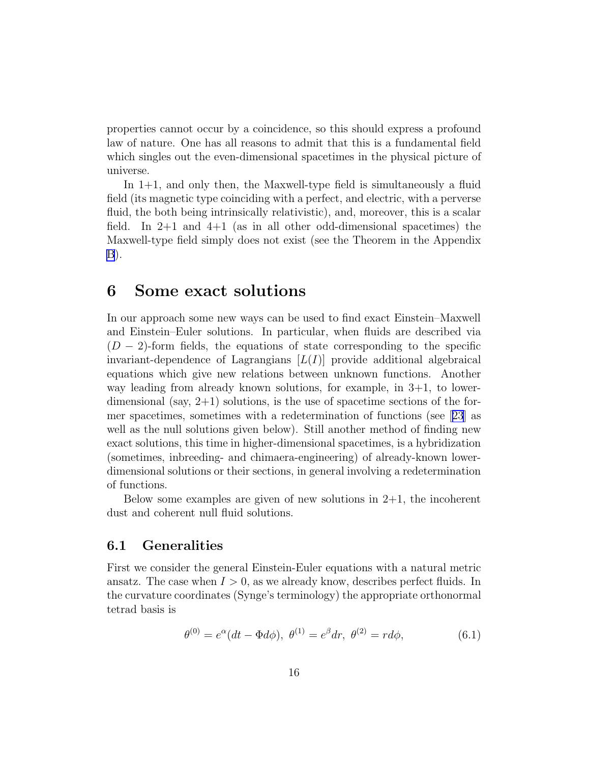properties cannot occur by a coincidence, so this should express a profound law of nature. One has all reasons to admit that this is a fundamental field which singles out the even-dimensional spacetimes in the physical picture of universe.

In 1+1, and only then, the Maxwell-type field is simultaneously a fluid field (its magnetic type coinciding with a perfect, and electric, with a perverse fluid, the both being intrinsically relativistic), and, moreover, this is a scalar field. In 2+1 and 4+1 (as in all other odd-dimensional spacetimes) the Maxwell-type field simply does not exist (see the Theorem in the Appendix B).

## 6 Some exact solutions

In our approach some new ways can be used to find exact Einstein–Maxwell and Einstein–Euler solutions. In particular, when fluids are described via $(D-2)$-form fields, the equations of state corresponding to the specific invariant-dependence of Lagrangians $[L(I)]$ provide additional algebraical equations which give new relations between unknown functions. Another way leading from already known solutions, for example, in 3+1, to lower-dimensional (say, 2+1) solutions, is the use of spacetime sections of the former spacetimes, sometimes with a redetermination of functions (see [23] as well as the null solutions given below). Still another method of finding new exact solutions, this time in higher-dimensional spacetimes, is a hybridization (sometimes, inbreeding- and chimaera-engineering) of already-known lower-dimensional solutions or their sections, in general involving a redetermination of functions.

Below some examples are given of new solutions in 2+1, the incoherent dust and coherent null fluid solutions.

### 6.1 Generalities

First we consider the general Einstein-Euler equations with a natural metric ansatz. The case when $I > 0$, as we already know, describes perfect fluids. In the curvature coordinates (Synge's terminology) the appropriate orthonormal tetrad basis is

$$\theta^{(0)} = e^{\alpha}(dt - \Phi d\phi), \; \theta^{(1)} = e^{\beta}dr, \; \theta^{(2)} = r d\phi, \tag{6.1}$$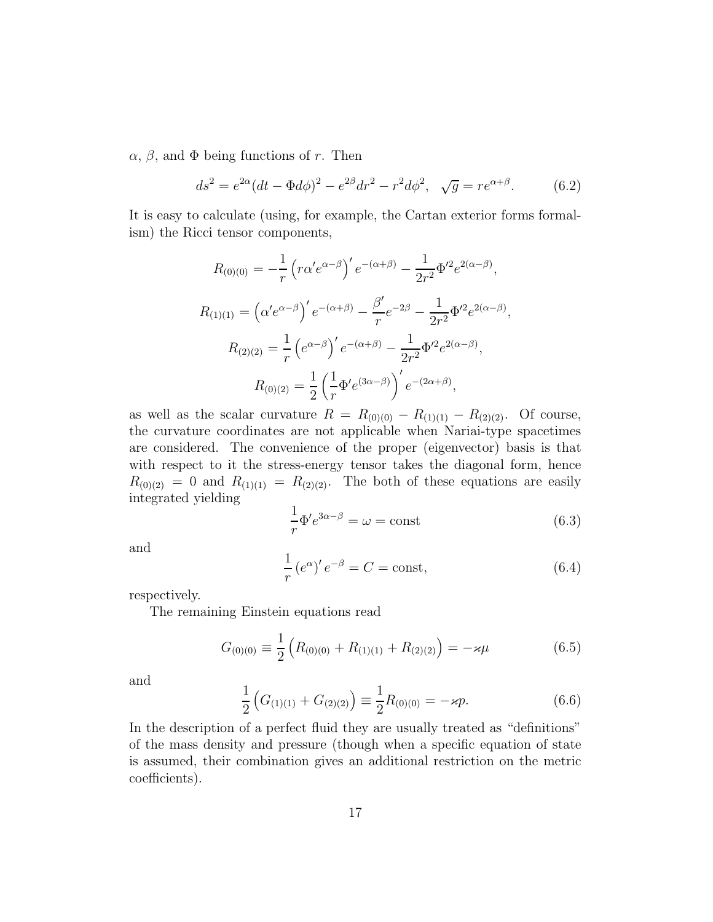$\alpha$, $\beta$, and $\Phi$ being functions of $r$. Then

$$ds^2 = e^{2\alpha}(dt - \Phi d\phi)^2 - e^{2\beta}dr^2 - r^2 d\phi^2, \quad \sqrt{g} = re^{\alpha+\beta}. \tag{6.2}$$

It is easy to calculate (using, for example, the Cartan exterior forms formalism) the Ricci tensor components,

$$R_{(0)(0)} = -\frac{1}{r}\left(r\alpha' e^{\alpha-\beta}\right)' e^{-(\alpha+\beta)} - \frac{1}{2r^2}\Phi'^2 e^{2(\alpha-\beta)},$$

$$R_{(1)(1)} = \left(\alpha' e^{\alpha-\beta}\right)' e^{-(\alpha+\beta)} - \frac{\beta'}{r}e^{-2\beta} - \frac{1}{2r^2}\Phi'^2 e^{2(\alpha-\beta)},$$

$$R_{(2)(2)} = \frac{1}{r}\left(e^{\alpha-\beta}\right)' e^{-(\alpha+\beta)} - \frac{1}{2r^2}\Phi'^2 e^{2(\alpha-\beta)},$$

$$R_{(0)(2)} = \frac{1}{2}\left(\frac{1}{r}\Phi' e^{(3\alpha-\beta)}\right)' e^{-(2\alpha+\beta)},$$

as well as the scalar curvature $R = R_{(0)(0)} - R_{(1)(1)} - R_{(2)(2)}$. Of course, the curvature coordinates are not applicable when Nariai-type spacetimes are considered. The convenience of the proper (eigenvector) basis is that with respect to it the stress-energy tensor takes the diagonal form, hence $R_{(0)(2)} = 0$ and $R_{(1)(1)} = R_{(2)(2)}$. The both of these equations are easily integrated yielding

$$\frac{1}{r}\Phi' e^{3\alpha-\beta} = \omega = \text{const} \tag{6.3}$$

and

$$\frac{1}{r}\left(e^{\alpha}\right)' e^{-\beta} = C = \text{const}, \tag{6.4}$$

respectively.

The remaining Einstein equations read

$$G_{(0)(0)} \equiv \frac{1}{2}\left(R_{(0)(0)} + R_{(1)(1)} + R_{(2)(2)}\right) = -\varkappa\mu \tag{6.5}$$

and

$$\frac{1}{2}\left(G_{(1)(1)} + G_{(2)(2)}\right) \equiv \frac{1}{2}R_{(0)(0)} = -\varkappa p. \tag{6.6}$$

In the description of a perfect fluid they are usually treated as "definitions" of the mass density and pressure (though when a specific equation of state is assumed, their combination gives an additional restriction on the metric coefficients).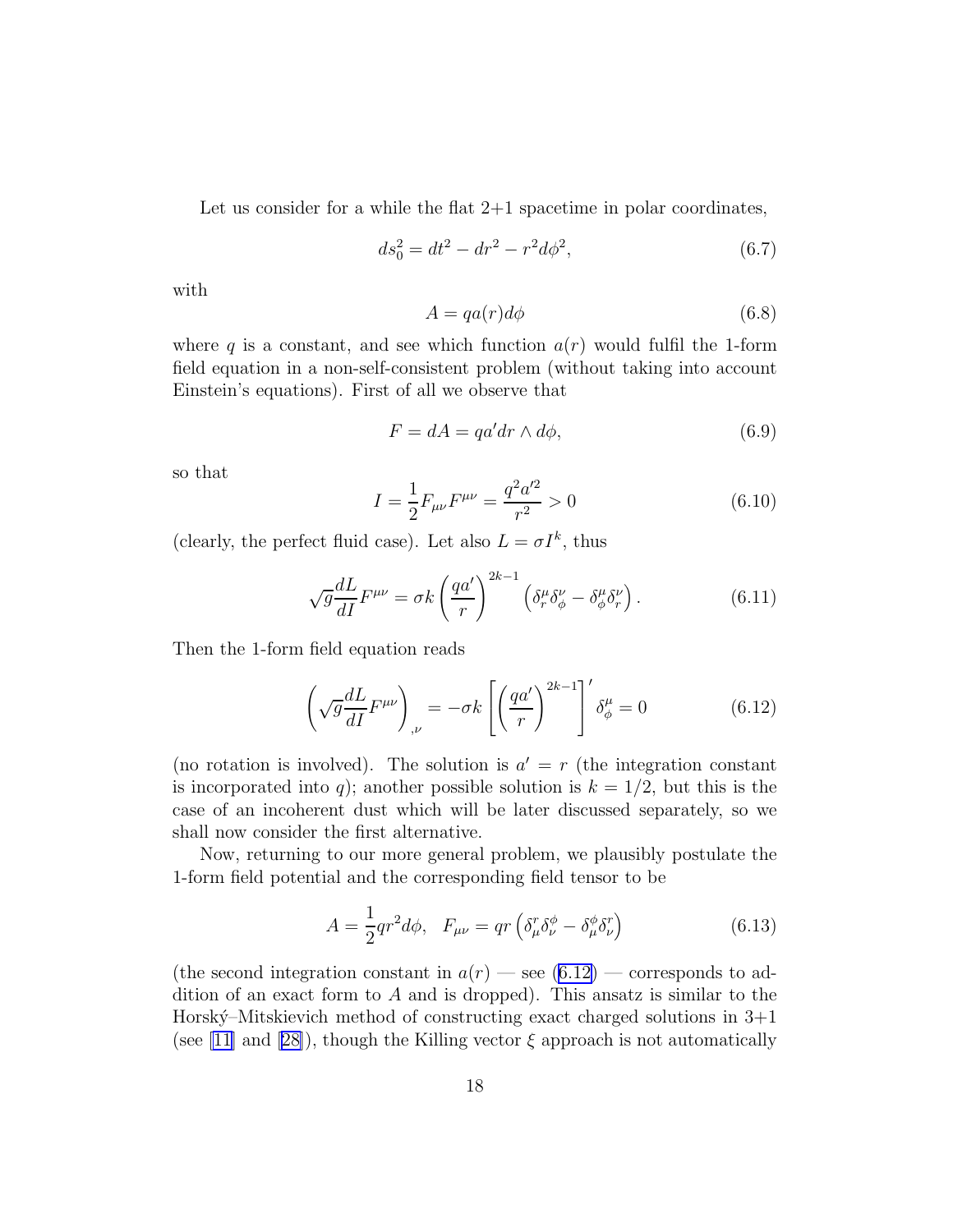Let us consider for a while the flat 2+1 spacetime in polar coordinates,

$$ds_0^2 = dt^2 - dr^2 - r^2 d\phi^2, \tag{6.7}$$

with

$$A = qa(r)d\phi \tag{6.8}$$

where $q$ is a constant, and see which function $a(r)$ would fulfil the 1-form field equation in a non-self-consistent problem (without taking into account Einstein's equations). First of all we observe that

$$F = dA = qa' dr \wedge d\phi, \tag{6.9}$$

so that

$$I = \frac{1}{2} F_{\mu\nu} F^{\mu\nu} = \frac{q^2 a'^2}{r^2} > 0 \tag{6.10}$$

(clearly, the perfect fluid case). Let also $L = \sigma I^k$, thus

$$\sqrt{g} \frac{dL}{dI} F^{\mu\nu} = \sigma k \left( \frac{qa'}{r} \right)^{2k-1} \left( \delta^\mu_r \delta^\nu_\phi - \delta^\mu_\phi \delta^\nu_r \right). \tag{6.11}$$

Then the 1-form field equation reads

$$\left( \sqrt{g} \frac{dL}{dI} F^{\mu\nu} \right)_{,\nu} = -\sigma k \left[ \left( \frac{qa'}{r} \right)^{2k-1} \right]' \delta^\mu_\phi = 0 \tag{6.12}$$

(no rotation is involved). The solution is $a' = r$ (the integration constant is incorporated into $q$); another possible solution is $k = 1/2$, but this is the case of an incoherent dust which will be later discussed separately, so we shall now consider the first alternative.

Now, returning to our more general problem, we plausibly postulate the 1-form field potential and the corresponding field tensor to be

$$A = \frac{1}{2} q r^2 d\phi, \quad F_{\mu\nu} = qr \left( \delta^r_\mu \delta^\phi_\nu - \delta^\phi_\mu \delta^r_\nu \right) \tag{6.13}$$

(the second integration constant in $a(r)$ — see (6.12) — corresponds to addition of an exact form to $A$ and is dropped). This ansatz is similar to the Horský–Mitskievich method of constructing exact charged solutions in 3+1 (see [11] and [28]), though the Killing vector $\xi$ approach is not automatically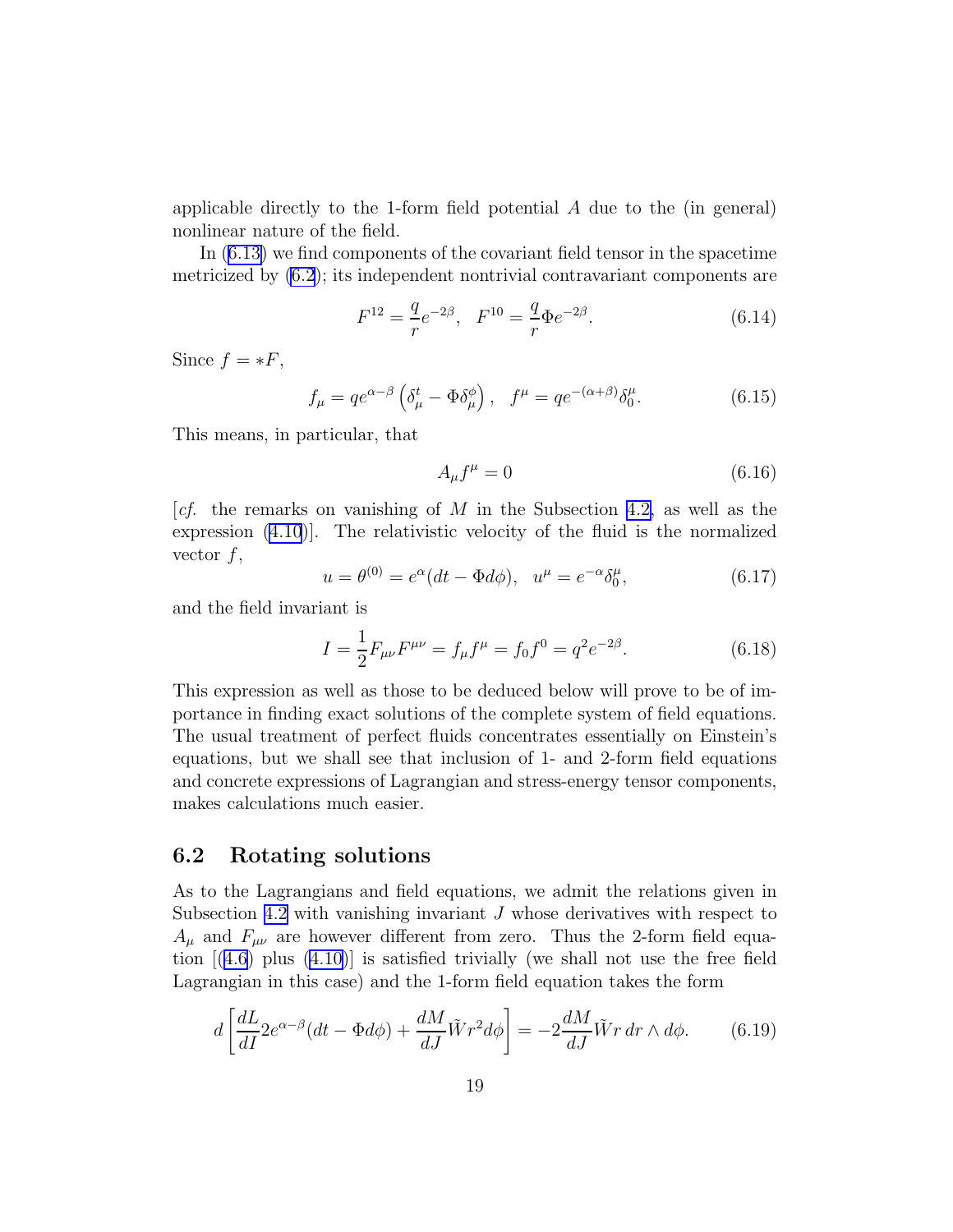applicable directly to the 1-form field potential $A$ due to the (in general) nonlinear nature of the field.

In (6.13) we find components of the covariant field tensor in the spacetime metricized by (6.2); its independent nontrivial contravariant components are

$$F^{12} = \frac{q}{r}e^{-2\beta}, \quad F^{10} = \frac{q}{r}\Phi e^{-2\beta}. \tag{6.14}$$

Since $f = *F$,

$$f_\mu = qe^{\alpha-\beta}\left(\delta^t_\mu - \Phi\delta^\phi_\mu\right), \quad f^\mu = qe^{-(\alpha+\beta)}\delta^\mu_0. \tag{6.15}$$

This means, in particular, that

$$A_\mu f^\mu = 0 \tag{6.16}$$

[*cf.* the remarks on vanishing of $M$ in the Subsection 4.2, as well as the expression (4.10)]. The relativistic velocity of the fluid is the normalized vector $f$,

$$u = \theta^{(0)} = e^\alpha(dt - \Phi d\phi), \quad u^\mu = e^{-\alpha}\delta^\mu_0, \tag{6.17}$$

and the field invariant is

$$I = \frac{1}{2}F_{\mu\nu}F^{\mu\nu} = f_\mu f^\mu = f_0 f^0 = q^2 e^{-2\beta}. \tag{6.18}$$

This expression as well as those to be deduced below will prove to be of importance in finding exact solutions of the complete system of field equations. The usual treatment of perfect fluids concentrates essentially on Einstein's equations, but we shall see that inclusion of 1- and 2-form field equations and concrete expressions of Lagrangian and stress-energy tensor components, makes calculations much easier.

## 6.2 Rotating solutions

As to the Lagrangians and field equations, we admit the relations given in Subsection 4.2 with vanishing invariant $J$ whose derivatives with respect to $A_\mu$ and $F_{\mu\nu}$ are however different from zero. Thus the 2-form field equation [(4.6) plus (4.10)] is satisfied trivially (we shall not use the free field Lagrangian in this case) and the 1-form field equation takes the form

$$d\left[\frac{dL}{dI}2e^{\alpha-\beta}(dt - \Phi d\phi) + \frac{dM}{dJ}\tilde{W}r^2 d\phi\right] = -2\frac{dM}{dJ}\tilde{W}r\, dr \wedge d\phi. \tag{6.19}$$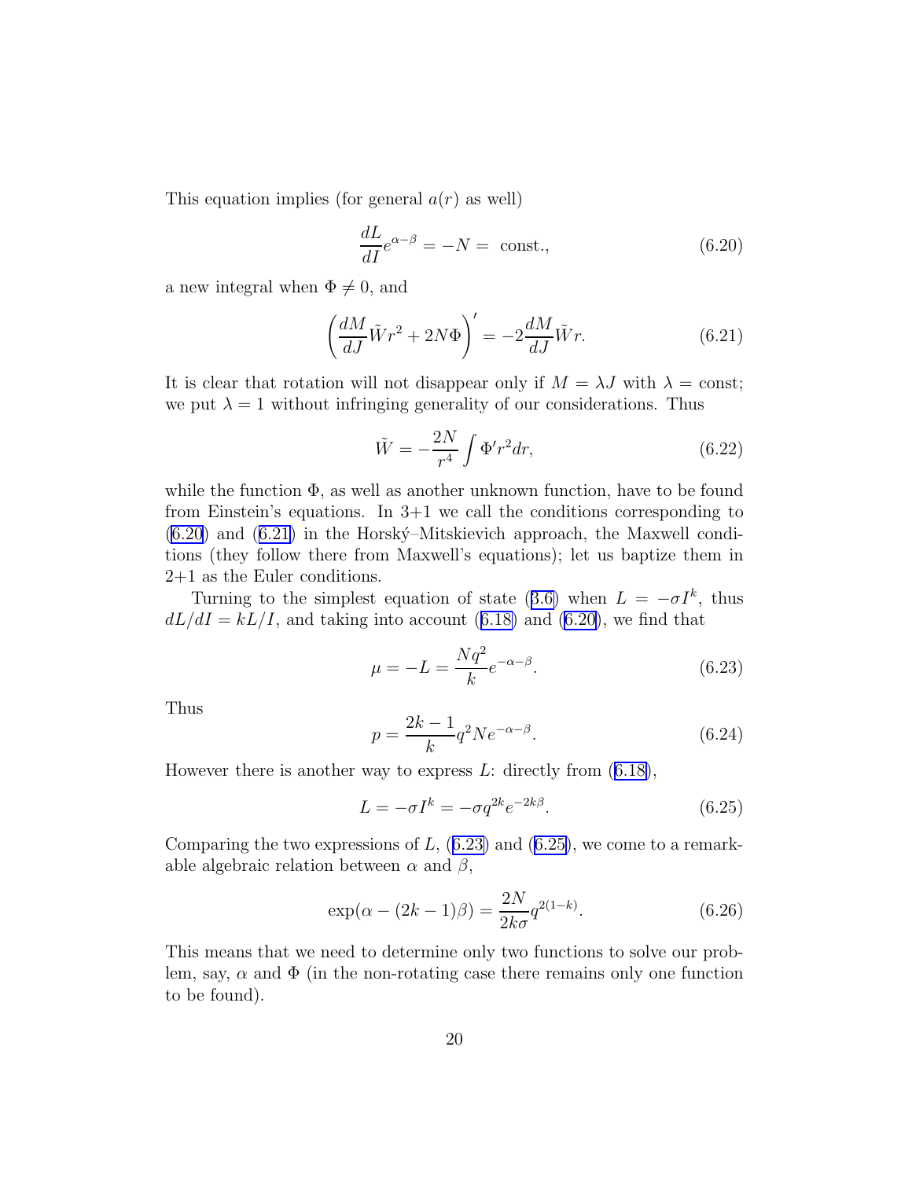This equation implies (for general $a(r)$ as well)

$$\frac{dL}{dI}e^{\alpha-\beta} = -N = \text{ const.}, \tag{6.20}$$

a new integral when $\Phi \neq 0$, and

$$\left(\frac{dM}{dJ}\tilde{W}r^2 + 2N\Phi\right)' = -2\frac{dM}{dJ}\tilde{W}r. \tag{6.21}$$

It is clear that rotation will not disappear only if $M = \lambda J$ with $\lambda = \text{const}$; we put $\lambda = 1$ without infringing generality of our considerations. Thus

$$\tilde{W} = -\frac{2N}{r^4}\int \Phi' r^2 dr, \tag{6.22}$$

while the function $\Phi$, as well as another unknown function, have to be found from Einstein's equations. In 3+1 we call the conditions corresponding to (6.20) and (6.21) in the Horský–Mitskievich approach, the Maxwell conditions (they follow there from Maxwell's equations); let us baptize them in 2+1 as the Euler conditions.

Turning to the simplest equation of state (3.6) when $L = -\sigma I^k$, thus $dL/dI = kL/I$, and taking into account (6.18) and (6.20), we find that

$$\mu = -L = \frac{Nq^2}{k}e^{-\alpha-\beta}. \tag{6.23}$$

Thus

$$p = \frac{2k-1}{k}q^2 N e^{-\alpha-\beta}. \tag{6.24}$$

However there is another way to express $L$: directly from (6.18),

$$L = -\sigma I^k = -\sigma q^{2k} e^{-2k\beta}. \tag{6.25}$$

Comparing the two expressions of $L$, (6.23) and (6.25), we come to a remarkable algebraic relation between $\alpha$ and $\beta$,

$$\exp(\alpha - (2k-1)\beta) = \frac{2N}{2k\sigma}q^{2(1-k)}. \tag{6.26}$$

This means that we need to determine only two functions to solve our problem, say, $\alpha$ and $\Phi$ (in the non-rotating case there remains only one function to be found).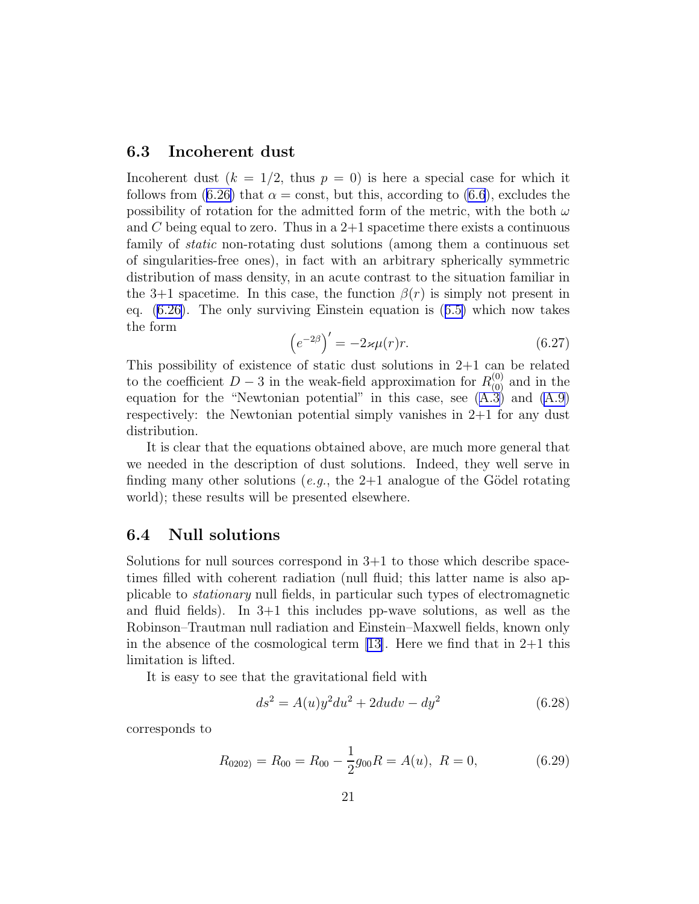### 6.3 Incoherent dust

Incoherent dust ($k = 1/2$, thus $p = 0$) is here a special case for which it follows from (6.26) that $\alpha = \text{const}$, but this, according to (6.6), excludes the possibility of rotation for the admitted form of the metric, with the both $\omega$ and $C$ being equal to zero. Thus in a 2+1 spacetime there exists a continuous family of *static* non-rotating dust solutions (among them a continuous set of singularities-free ones), in fact with an arbitrary spherically symmetric distribution of mass density, in an acute contrast to the situation familiar in the 3+1 spacetime. In this case, the function $\beta(r)$ is simply not present in eq. (6.26). The only surviving Einstein equation is (6.5) which now takes the form

$$\left(e^{-2\beta}\right)' = -2\varkappa\mu(r)r. \tag{6.27}$$

This possibility of existence of static dust solutions in 2+1 can be related to the coefficient $D-3$ in the weak-field approximation for $R^{(0)}_{(0)}$ and in the equation for the "Newtonian potential" in this case, see (A.3) and (A.9) respectively: the Newtonian potential simply vanishes in 2+1 for any dust distribution.

It is clear that the equations obtained above, are much more general that we needed in the description of dust solutions. Indeed, they well serve in finding many other solutions (*e.g.*, the 2+1 analogue of the Gödel rotating world); these results will be presented elsewhere.

### 6.4 Null solutions

Solutions for null sources correspond in 3+1 to those which describe spacetimes filled with coherent radiation (null fluid; this latter name is also applicable to *stationary* null fields, in particular such types of electromagnetic and fluid fields). In 3+1 this includes pp-wave solutions, as well as the Robinson–Trautman null radiation and Einstein–Maxwell fields, known only in the absence of the cosmological term [13]. Here we find that in 2+1 this limitation is lifted.

It is easy to see that the gravitational field with

$$ds^2 = A(u)y^2du^2 + 2dudv - dy^2 \tag{6.28}$$

corresponds to

$$R_{0202)} = R_{00} = R_{00} - \frac{1}{2}g_{00}R = A(u),\ R = 0, \tag{6.29}$$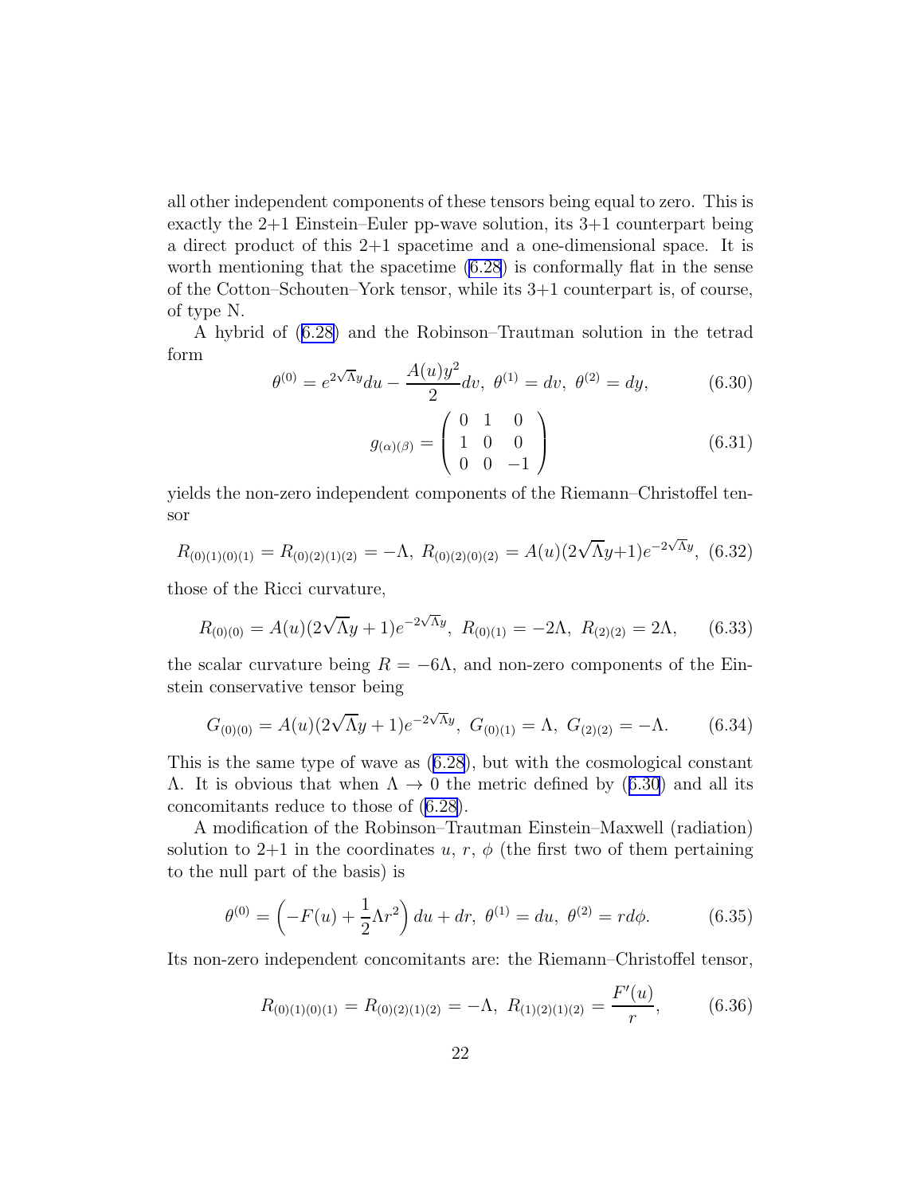all other independent components of these tensors being equal to zero. This is exactly the 2+1 Einstein–Euler pp-wave solution, its 3+1 counterpart being a direct product of this 2+1 spacetime and a one-dimensional space. It is worth mentioning that the spacetime (6.28) is conformally flat in the sense of the Cotton–Schouten–York tensor, while its 3+1 counterpart is, of course, of type N.

A hybrid of (6.28) and the Robinson–Trautman solution in the tetrad form

$$\theta^{(0)} = e^{2\sqrt{\Lambda}y}du - \frac{A(u)y^2}{2}dv,\ \theta^{(1)} = dv,\ \theta^{(2)} = dy, \tag{6.30}$$

$$g_{(\alpha)(\beta)} = \begin{pmatrix} 0 & 1 & 0 \\ 1 & 0 & 0 \\ 0 & 0 & -1 \end{pmatrix} \tag{6.31}$$

yields the non-zero independent components of the Riemann–Christoffel tensor

$$R_{(0)(1)(0)(1)} = R_{(0)(2)(1)(2)} = -\Lambda,\ R_{(0)(2)(0)(2)} = A(u)(2\sqrt{\Lambda}y+1)e^{-2\sqrt{\Lambda}y}, \tag{6.32}$$

those of the Ricci curvature,

$$R_{(0)(0)} = A(u)(2\sqrt{\Lambda}y+1)e^{-2\sqrt{\Lambda}y},\ R_{(0)(1)} = -2\Lambda,\ R_{(2)(2)} = 2\Lambda, \tag{6.33}$$

the scalar curvature being $R = -6\Lambda$, and non-zero components of the Einstein conservative tensor being

$$G_{(0)(0)} = A(u)(2\sqrt{\Lambda}y+1)e^{-2\sqrt{\Lambda}y},\ G_{(0)(1)} = \Lambda,\ G_{(2)(2)} = -\Lambda. \tag{6.34}$$

This is the same type of wave as (6.28), but with the cosmological constant $\Lambda$. It is obvious that when $\Lambda \to 0$ the metric defined by (6.30) and all its concomitants reduce to those of (6.28).

A modification of the Robinson–Trautman Einstein–Maxwell (radiation) solution to 2+1 in the coordinates $u$, $r$, $\phi$ (the first two of them pertaining to the null part of the basis) is

$$\theta^{(0)} = \left(-F(u) + \frac{1}{2}\Lambda r^2\right)du + dr,\ \theta^{(1)} = du,\ \theta^{(2)} = r d\phi. \tag{6.35}$$

Its non-zero independent concomitants are: the Riemann–Christoffel tensor,

$$R_{(0)(1)(0)(1)} = R_{(0)(2)(1)(2)} = -\Lambda,\ R_{(1)(2)(1)(2)} = \frac{F'(u)}{r}, \tag{6.36}$$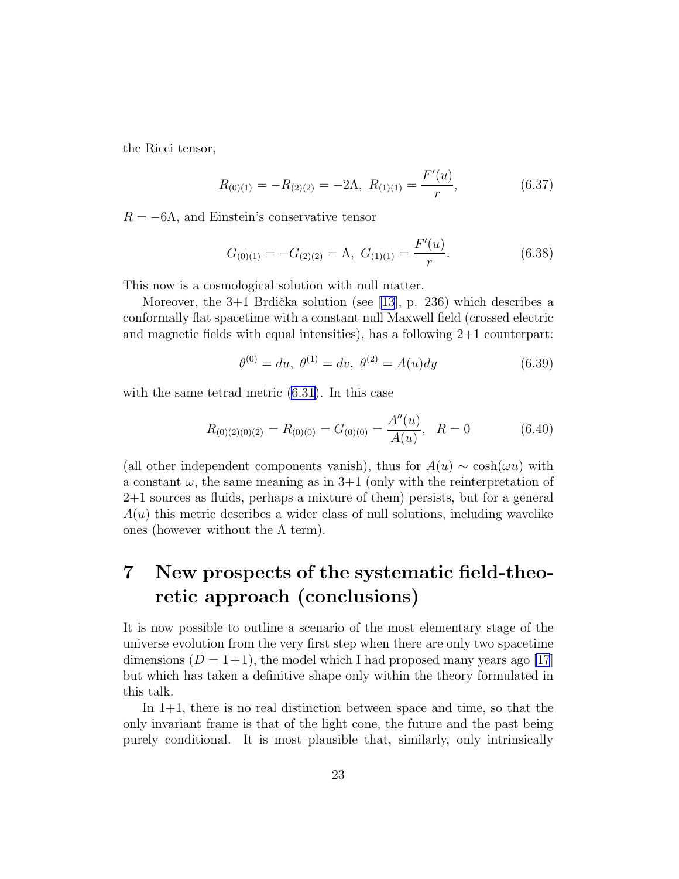the Ricci tensor,

$$R_{(0)(1)} = -R_{(2)(2)} = -2\Lambda, \; R_{(1)(1)} = \frac{F'(u)}{r}, \tag{6.37}$$

$R = -6\Lambda$, and Einstein's conservative tensor

$$G_{(0)(1)} = -G_{(2)(2)} = \Lambda, \; G_{(1)(1)} = \frac{F'(u)}{r}. \tag{6.38}$$

This now is a cosmological solution with null matter.

Moreover, the 3+1 Brdička solution (see [13], p. 236) which describes a conformally flat spacetime with a constant null Maxwell field (crossed electric and magnetic fields with equal intensities), has a following 2+1 counterpart:

$$\theta^{(0)} = du, \; \theta^{(1)} = dv, \; \theta^{(2)} = A(u)dy \tag{6.39}$$

with the same tetrad metric (6.31). In this case

$$R_{(0)(2)(0)(2)} = R_{(0)(0)} = G_{(0)(0)} = \frac{A''(u)}{A(u)}, \quad R = 0 \tag{6.40}$$

(all other independent components vanish), thus for $A(u) \sim \cosh(\omega u)$ with a constant $\omega$, the same meaning as in 3+1 (only with the reinterpretation of 2+1 sources as fluids, perhaps a mixture of them) persists, but for a general $A(u)$ this metric describes a wider class of null solutions, including wavelike ones (however without the $\Lambda$ term).

# 7 New prospects of the systematic field-theoretic approach (conclusions)

It is now possible to outline a scenario of the most elementary stage of the universe evolution from the very first step when there are only two spacetime dimensions ($D = 1+1$), the model which I had proposed many years ago [17] but which has taken a definitive shape only within the theory formulated in this talk.

In 1+1, there is no real distinction between space and time, so that the only invariant frame is that of the light cone, the future and the past being purely conditional. It is most plausible that, similarly, only intrinsically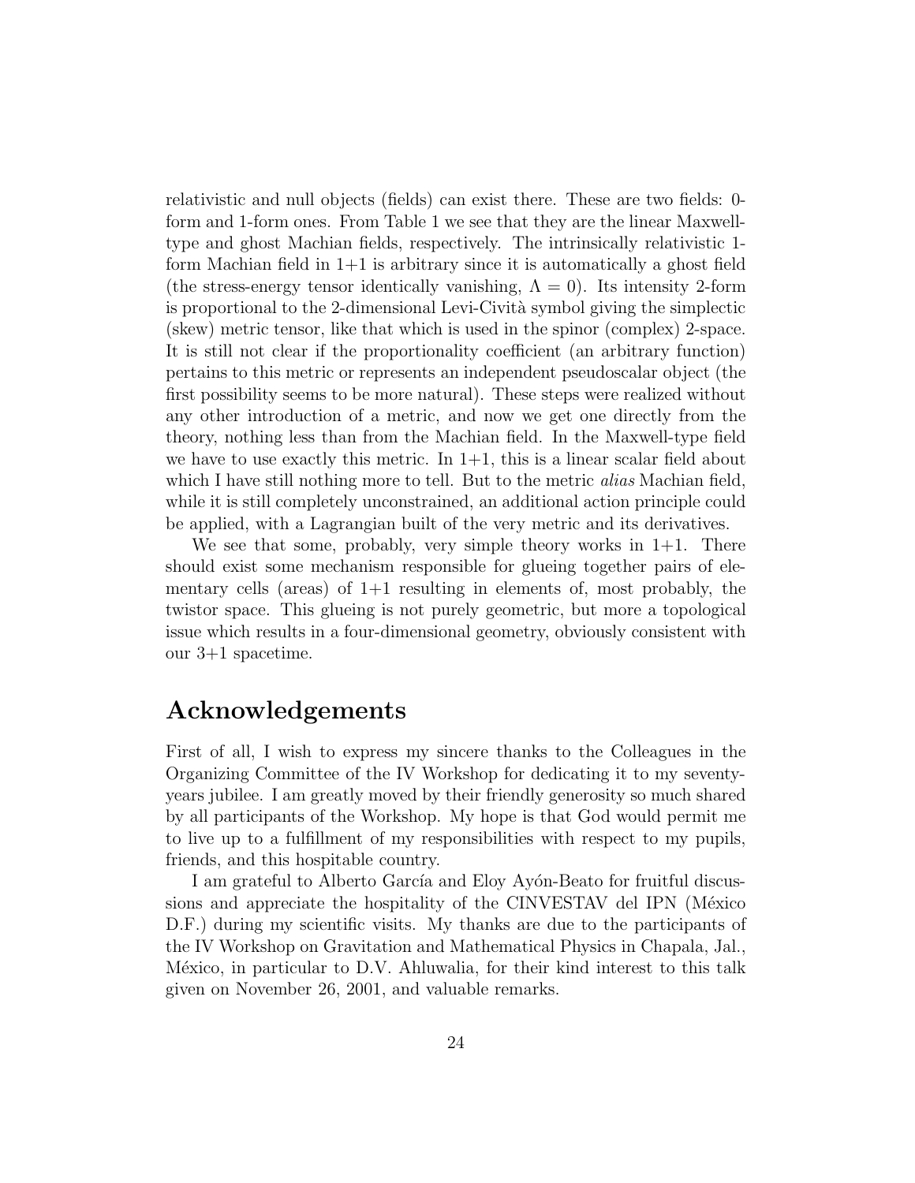relativistic and null objects (fields) can exist there. These are two fields: 0-form and 1-form ones. From Table 1 we see that they are the linear Maxwell-type and ghost Machian fields, respectively. The intrinsically relativistic 1-form Machian field in 1+1 is arbitrary since it is automatically a ghost field (the stress-energy tensor identically vanishing, $\Lambda = 0$). Its intensity 2-form is proportional to the 2-dimensional Levi-Cività symbol giving the simplectic (skew) metric tensor, like that which is used in the spinor (complex) 2-space. It is still not clear if the proportionality coefficient (an arbitrary function) pertains to this metric or represents an independent pseudoscalar object (the first possibility seems to be more natural). These steps were realized without any other introduction of a metric, and now we get one directly from the theory, nothing less than from the Machian field. In the Maxwell-type field we have to use exactly this metric. In 1+1, this is a linear scalar field about which I have still nothing more to tell. But to the metric *alias* Machian field, while it is still completely unconstrained, an additional action principle could be applied, with a Lagrangian built of the very metric and its derivatives.

We see that some, probably, very simple theory works in 1+1. There should exist some mechanism responsible for glueing together pairs of elementary cells (areas) of 1+1 resulting in elements of, most probably, the twistor space. This glueing is not purely geometric, but more a topological issue which results in a four-dimensional geometry, obviously consistent with our 3+1 spacetime.

# Acknowledgements

First of all, I wish to express my sincere thanks to the Colleagues in the Organizing Committee of the IV Workshop for dedicating it to my seventy-years jubilee. I am greatly moved by their friendly generosity so much shared by all participants of the Workshop. My hope is that God would permit me to live up to a fulfillment of my responsibilities with respect to my pupils, friends, and this hospitable country.

I am grateful to Alberto García and Eloy Ayón-Beato for fruitful discussions and appreciate the hospitality of the CINVESTAV del IPN (México D.F.) during my scientific visits. My thanks are due to the participants of the IV Workshop on Gravitation and Mathematical Physics in Chapala, Jal., México, in particular to D.V. Ahluwalia, for their kind interest to this talk given on November 26, 2001, and valuable remarks.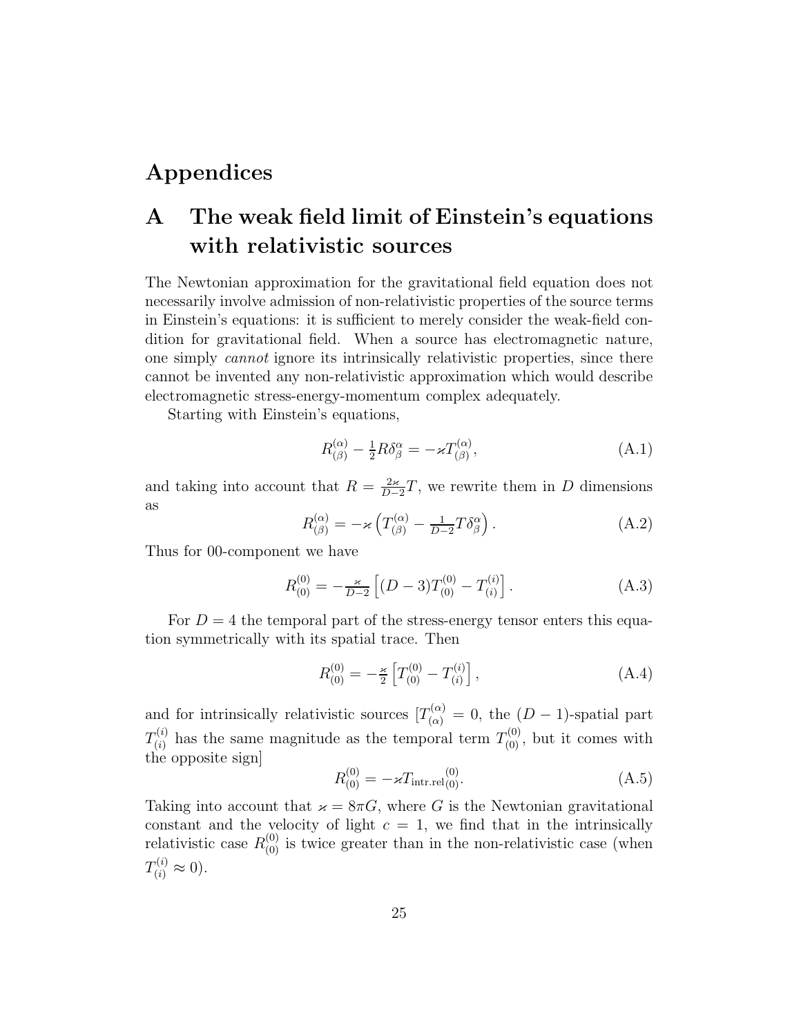# Appendices

## A The weak field limit of Einstein's equations with relativistic sources

The Newtonian approximation for the gravitational field equation does not necessarily involve admission of non-relativistic properties of the source terms in Einstein's equations: it is sufficient to merely consider the weak-field condition for gravitational field. When a source has electromagnetic nature, one simply *cannot* ignore its intrinsically relativistic properties, since there cannot be invented any non-relativistic approximation which would describe electromagnetic stress-energy-momentum complex adequately.

Starting with Einstein's equations,

$$R^{(\alpha)}_{(\beta)} - \tfrac{1}{2} R \delta^{\alpha}_{\beta} = -\varkappa T^{(\alpha)}_{(\beta)}, \tag{A.1}$$

and taking into account that $R = \frac{2\varkappa}{D-2} T$, we rewrite them in $D$ dimensions as

$$R^{(\alpha)}_{(\beta)} = -\varkappa \left( T^{(\alpha)}_{(\beta)} - \tfrac{1}{D-2} T \delta^{\alpha}_{\beta} \right). \tag{A.2}$$

Thus for 00-component we have

$$R^{(0)}_{(0)} = -\tfrac{\varkappa}{D-2} \left[ (D-3) T^{(0)}_{(0)} - T^{(i)}_{(i)} \right]. \tag{A.3}$$

For $D = 4$ the temporal part of the stress-energy tensor enters this equation symmetrically with its spatial trace. Then

$$R^{(0)}_{(0)} = -\tfrac{\varkappa}{2} \left[ T^{(0)}_{(0)} - T^{(i)}_{(i)} \right], \tag{A.4}$$

and for intrinsically relativistic sources [$T^{(\alpha)}_{(\alpha)} = 0$, the $(D-1)$-spatial part $T^{(i)}_{(i)}$ has the same magnitude as the temporal term $T^{(0)}_{(0)}$, but it comes with the opposite sign]

$$R^{(0)}_{(0)} = -\varkappa T_{\text{intr.rel}}{}^{(0)}_{(0)}. \tag{A.5}$$

Taking into account that $\varkappa = 8\pi G$, where $G$ is the Newtonian gravitational constant and the velocity of light $c = 1$, we find that in the intrinsically relativistic case $R^{(0)}_{(0)}$ is twice greater than in the non-relativistic case (when $T^{(i)}_{(i)} \approx 0$).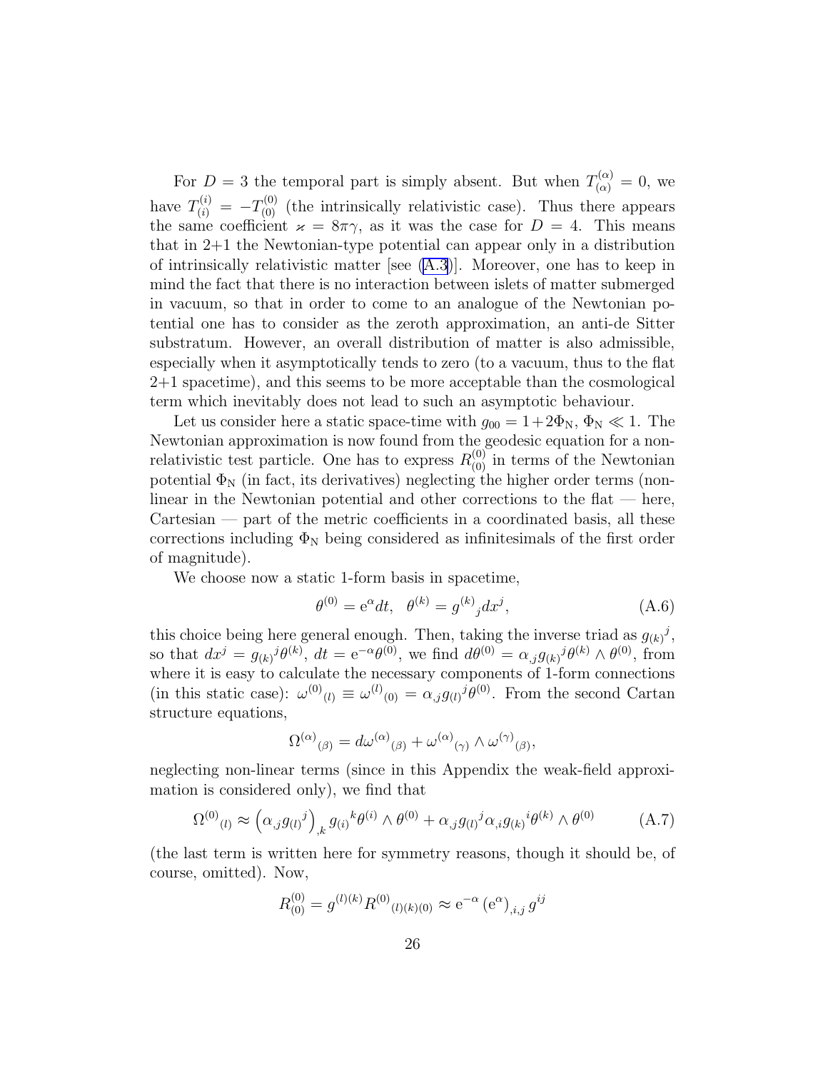For $D = 3$ the temporal part is simply absent. But when $T^{(\alpha)}_{(\alpha)} = 0$, we have $T^{(i)}_{(i)} = -T^{(0)}_{(0)}$ (the intrinsically relativistic case). Thus there appears the same coefficient $\varkappa = 8\pi\gamma$, as it was the case for $D = 4$. This means that in 2+1 the Newtonian-type potential can appear only in a distribution of intrinsically relativistic matter [see (A.3)]. Moreover, one has to keep in mind the fact that there is no interaction between islets of matter submerged in vacuum, so that in order to come to an analogue of the Newtonian potential one has to consider as the zeroth approximation, an anti-de Sitter substratum. However, an overall distribution of matter is also admissible, especially when it asymptotically tends to zero (to a vacuum, thus to the flat 2+1 spacetime), and this seems to be more acceptable than the cosmological term which inevitably does not lead to such an asymptotic behaviour.

Let us consider here a static space-time with $g_{00} = 1 + 2\Phi_{\rm N}$, $\Phi_{\rm N} \ll 1$. The Newtonian approximation is now found from the geodesic equation for a non-relativistic test particle. One has to express $R^{(0)}_{(0)}$ in terms of the Newtonian potential $\Phi_{\rm N}$ (in fact, its derivatives) neglecting the higher order terms (non-linear in the Newtonian potential and other corrections to the flat — here, Cartesian — part of the metric coefficients in a coordinated basis, all these corrections including $\Phi_{\rm N}$ being considered as infinitesimals of the first order of magnitude).

We choose now a static 1-form basis in spacetime,

$$\theta^{(0)} = {\rm e}^{\alpha} dt, \quad \theta^{(k)} = g^{(k)}{}_{j} dx^{j}, \tag{A.6}$$

this choice being here general enough. Then, taking the inverse triad as $g_{(k)}{}^{j}$, so that $dx^j = g_{(k)}{}^{j}\theta^{(k)}$, $dt = {\rm e}^{-\alpha}\theta^{(0)}$, we find $d\theta^{(0)} = \alpha_{,j} g_{(k)}{}^{j}\theta^{(k)} \wedge \theta^{(0)}$, from where it is easy to calculate the necessary components of 1-form connections (in this static case): $\omega^{(0)}{}_{(l)} \equiv \omega^{(l)}{}_{(0)} = \alpha_{,j} g_{(l)}{}^{j}\theta^{(0)}$. From the second Cartan structure equations,

$$\Omega^{(\alpha)}{}_{(\beta)} = d\omega^{(\alpha)}{}_{(\beta)} + \omega^{(\alpha)}{}_{(\gamma)} \wedge \omega^{(\gamma)}{}_{(\beta)},$$

neglecting non-linear terms (since in this Appendix the weak-field approximation is considered only), we find that

$$\Omega^{(0)}{}_{(l)} \approx \left(\alpha_{,j} g_{(l)}{}^{j}\right)_{,k} g_{(i)}{}^{k}\theta^{(i)} \wedge \theta^{(0)} + \alpha_{,j} g_{(l)}{}^{j}\alpha_{,i} g_{(k)}{}^{i}\theta^{(k)} \wedge \theta^{(0)} \tag{A.7}$$

(the last term is written here for symmetry reasons, though it should be, of course, omitted). Now,

$$R^{(0)}_{(0)} = g^{(l)(k)} R^{(0)}{}_{(l)(k)(0)} \approx {\rm e}^{-\alpha}\left({\rm e}^{\alpha}\right)_{,i,j} g^{ij}$$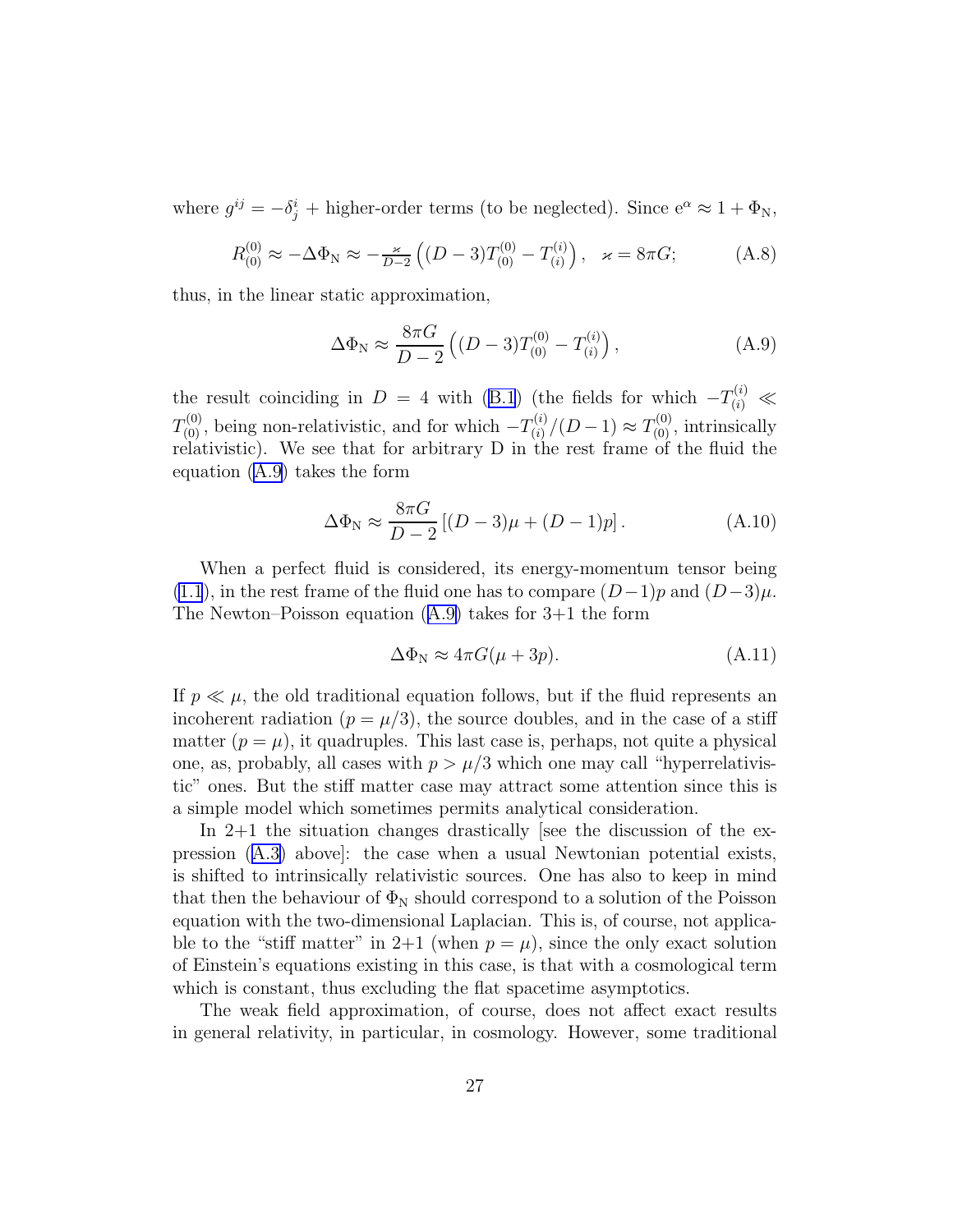where $g^{ij} = -\delta^i_j$ + higher-order terms (to be neglected). Since $\mathrm{e}^\alpha \approx 1 + \Phi_\mathrm{N}$,

$$R^{(0)}_{(0)} \approx -\Delta\Phi_\mathrm{N} \approx -\tfrac{\varkappa}{D-2}\left((D-3)T^{(0)}_{(0)} - T^{(i)}_{(i)}\right), \quad \varkappa = 8\pi G; \tag{A.8}$$

thus, in the linear static approximation,

$$\Delta\Phi_\mathrm{N} \approx \frac{8\pi G}{D-2}\left((D-3)T^{(0)}_{(0)} - T^{(i)}_{(i)}\right), \tag{A.9}$$

the result coinciding in $D = 4$ with (B.1) (the fields for which $-T^{(i)}_{(i)} \ll T^{(0)}_{(0)}$, being non-relativistic, and for which $-T^{(i)}_{(i)}/(D-1) \approx T^{(0)}_{(0)}$, intrinsically relativistic). We see that for arbitrary D in the rest frame of the fluid the equation (A.9) takes the form

$$\Delta\Phi_\mathrm{N} \approx \frac{8\pi G}{D-2}\left[(D-3)\mu + (D-1)p\right]. \tag{A.10}$$

When a perfect fluid is considered, its energy-momentum tensor being (1.1), in the rest frame of the fluid one has to compare $(D-1)p$ and $(D-3)\mu$. The Newton–Poisson equation (A.9) takes for 3+1 the form

$$\Delta\Phi_\mathrm{N} \approx 4\pi G(\mu + 3p). \tag{A.11}$$

If $p \ll \mu$, the old traditional equation follows, but if the fluid represents an incoherent radiation ($p = \mu/3$), the source doubles, and in the case of a stiff matter ($p = \mu$), it quadruples. This last case is, perhaps, not quite a physical one, as, probably, all cases with $p > \mu/3$ which one may call "hyperrelativistic" ones. But the stiff matter case may attract some attention since this is a simple model which sometimes permits analytical consideration.

In 2+1 the situation changes drastically [see the discussion of the expression (A.3) above]: the case when a usual Newtonian potential exists, is shifted to intrinsically relativistic sources. One has also to keep in mind that then the behaviour of $\Phi_\mathrm{N}$ should correspond to a solution of the Poisson equation with the two-dimensional Laplacian. This is, of course, not applicable to the "stiff matter" in 2+1 (when $p = \mu$), since the only exact solution of Einstein's equations existing in this case, is that with a cosmological term which is constant, thus excluding the flat spacetime asymptotics.

The weak field approximation, of course, does not affect exact results in general relativity, in particular, in cosmology. However, some traditional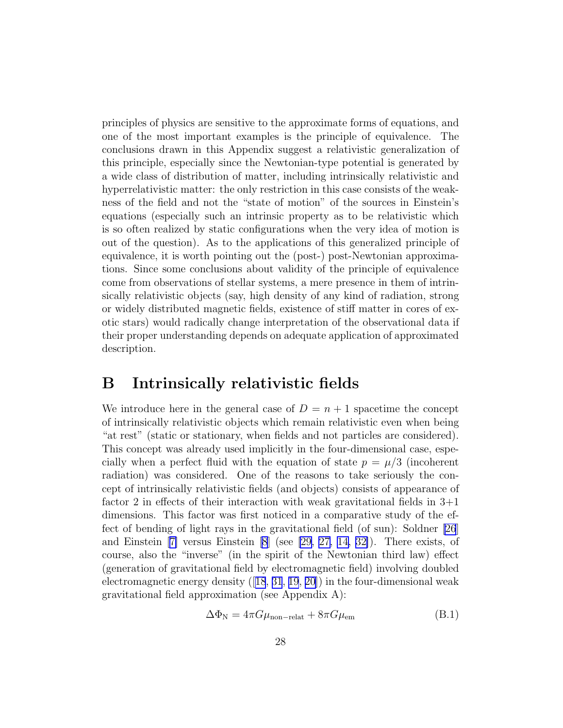principles of physics are sensitive to the approximate forms of equations, and one of the most important examples is the principle of equivalence. The conclusions drawn in this Appendix suggest a relativistic generalization of this principle, especially since the Newtonian-type potential is generated by a wide class of distribution of matter, including intrinsically relativistic and hyperrelativistic matter: the only restriction in this case consists of the weakness of the field and not the "state of motion" of the sources in Einstein's equations (especially such an intrinsic property as to be relativistic which is so often realized by static configurations when the very idea of motion is out of the question). As to the applications of this generalized principle of equivalence, it is worth pointing out the (post-) post-Newtonian approximations. Since some conclusions about validity of the principle of equivalence come from observations of stellar systems, a mere presence in them of intrinsically relativistic objects (say, high density of any kind of radiation, strong or widely distributed magnetic fields, existence of stiff matter in cores of exotic stars) would radically change interpretation of the observational data if their proper understanding depends on adequate application of approximated description.

# B Intrinsically relativistic fields

We introduce here in the general case of $D = n + 1$ spacetime the concept of intrinsically relativistic objects which remain relativistic even when being "at rest" (static or stationary, when fields and not particles are considered). This concept was already used implicitly in the four-dimensional case, especially when a perfect fluid with the equation of state $p = \mu/3$ (incoherent radiation) was considered. One of the reasons to take seriously the concept of intrinsically relativistic fields (and objects) consists of appearance of factor 2 in effects of their interaction with weak gravitational fields in 3+1 dimensions. This factor was first noticed in a comparative study of the effect of bending of light rays in the gravitational field (of sun): Soldner [26] and Einstein [7] versus Einstein [8] (see [29, 27, 14, 32]). There exists, of course, also the "inverse" (in the spirit of the Newtonian third law) effect (generation of gravitational field by electromagnetic field) involving doubled electromagnetic energy density ([18, 31, 19, 20]) in the four-dimensional weak gravitational field approximation (see Appendix A):

$$\Delta\Phi_{\rm N} = 4\pi G\mu_{\rm non-relat} + 8\pi G\mu_{\rm em} \tag{B.1}$$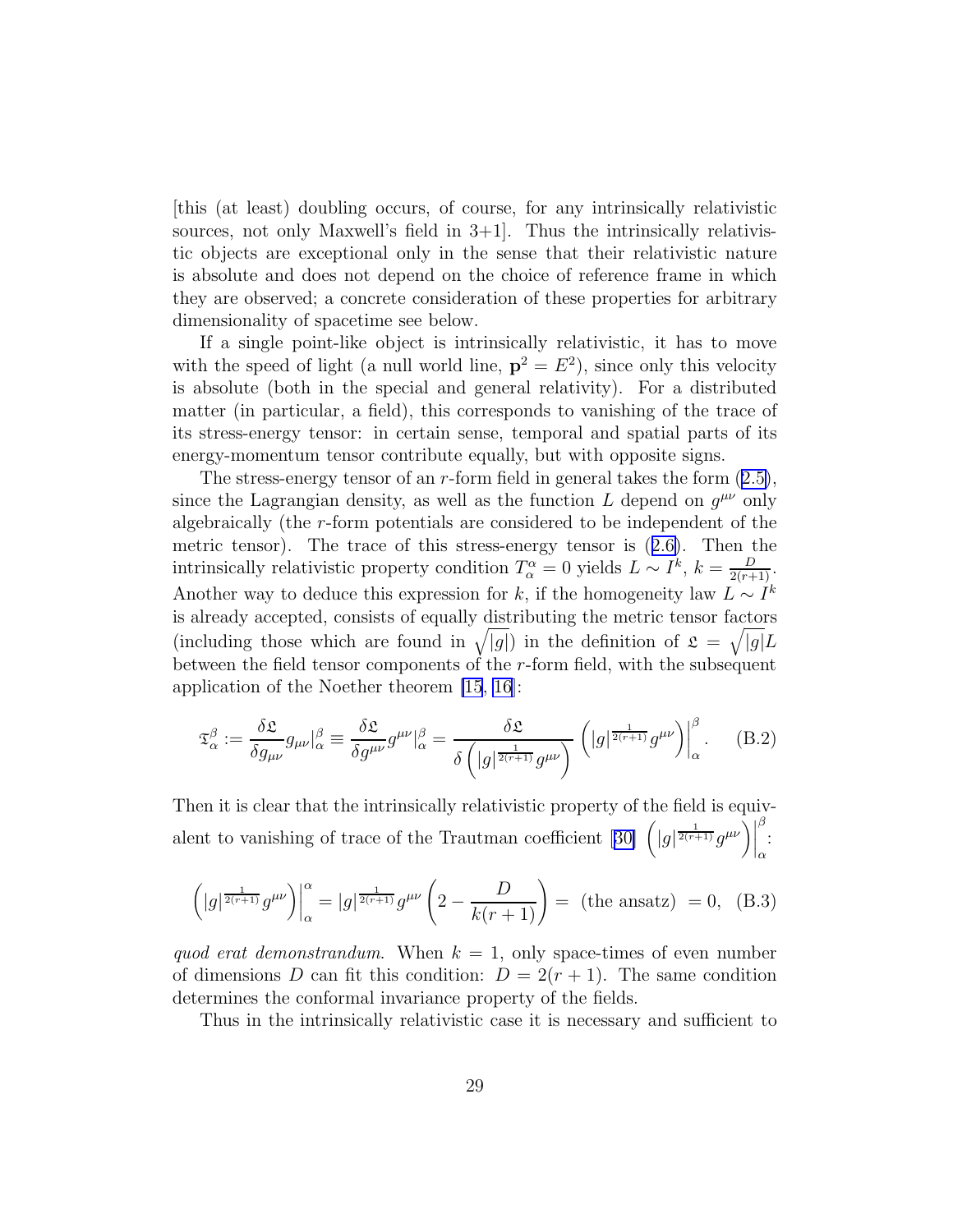[this (at least) doubling occurs, of course, for any intrinsically relativistic sources, not only Maxwell's field in 3+1]. Thus the intrinsically relativistic objects are exceptional only in the sense that their relativistic nature is absolute and does not depend on the choice of reference frame in which they are observed; a concrete consideration of these properties for arbitrary dimensionality of spacetime see below.

If a single point-like object is intrinsically relativistic, it has to move with the speed of light (a null world line, $\mathbf{p}^2 = E^2$), since only this velocity is absolute (both in the special and general relativity). For a distributed matter (in particular, a field), this corresponds to vanishing of the trace of its stress-energy tensor: in certain sense, temporal and spatial parts of its energy-momentum tensor contribute equally, but with opposite signs.

The stress-energy tensor of an $r$-form field in general takes the form (2.5), since the Lagrangian density, as well as the function $L$ depend on $g^{\mu\nu}$ only algebraically (the $r$-form potentials are considered to be independent of the metric tensor). The trace of this stress-energy tensor is (2.6). Then the intrinsically relativistic property condition $T^\alpha_\alpha = 0$ yields $L \sim I^k$, $k = \frac{D}{2(r+1)}$. Another way to deduce this expression for $k$, if the homogeneity law $L \sim I^k$ is already accepted, consists of equally distributing the metric tensor factors (including those which are found in $\sqrt{|g|}$) in the definition of $\mathfrak{L} = \sqrt{|g|}L$ between the field tensor components of the $r$-form field, with the subsequent application of the Noether theorem [15, 16]:

$$\mathfrak{T}^\beta_\alpha := \frac{\delta \mathfrak{L}}{\delta g_{\mu\nu}} g_{\mu\nu}|^\beta_\alpha \equiv \frac{\delta \mathfrak{L}}{\delta g^{\mu\nu}} g^{\mu\nu}|^\beta_\alpha = \frac{\delta \mathfrak{L}}{\delta \left( |g|^{\frac{1}{2(r+1)}} g^{\mu\nu} \right)} \left( |g|^{\frac{1}{2(r+1)}} g^{\mu\nu} \right)\Big|^\beta_\alpha . \quad \text{(B.2)}$$

Then it is clear that the intrinsically relativistic property of the field is equivalent to vanishing of trace of the Trautman coefficient [30] $\left( |g|^{\frac{1}{2(r+1)}} g^{\mu\nu} \right)\Big|^\beta_\alpha$:

$$\left( |g|^{\frac{1}{2(r+1)}} g^{\mu\nu} \right)\Big|^\alpha_\alpha = |g|^{\frac{1}{2(r+1)}} g^{\mu\nu} \left( 2 - \frac{D}{k(r+1)} \right) = \text{ (the ansatz) } = 0, \quad \text{(B.3)}$$

*quod erat demonstrandum*. When $k = 1$, only space-times of even number of dimensions $D$ can fit this condition: $D = 2(r+1)$. The same condition determines the conformal invariance property of the fields.

Thus in the intrinsically relativistic case it is necessary and sufficient to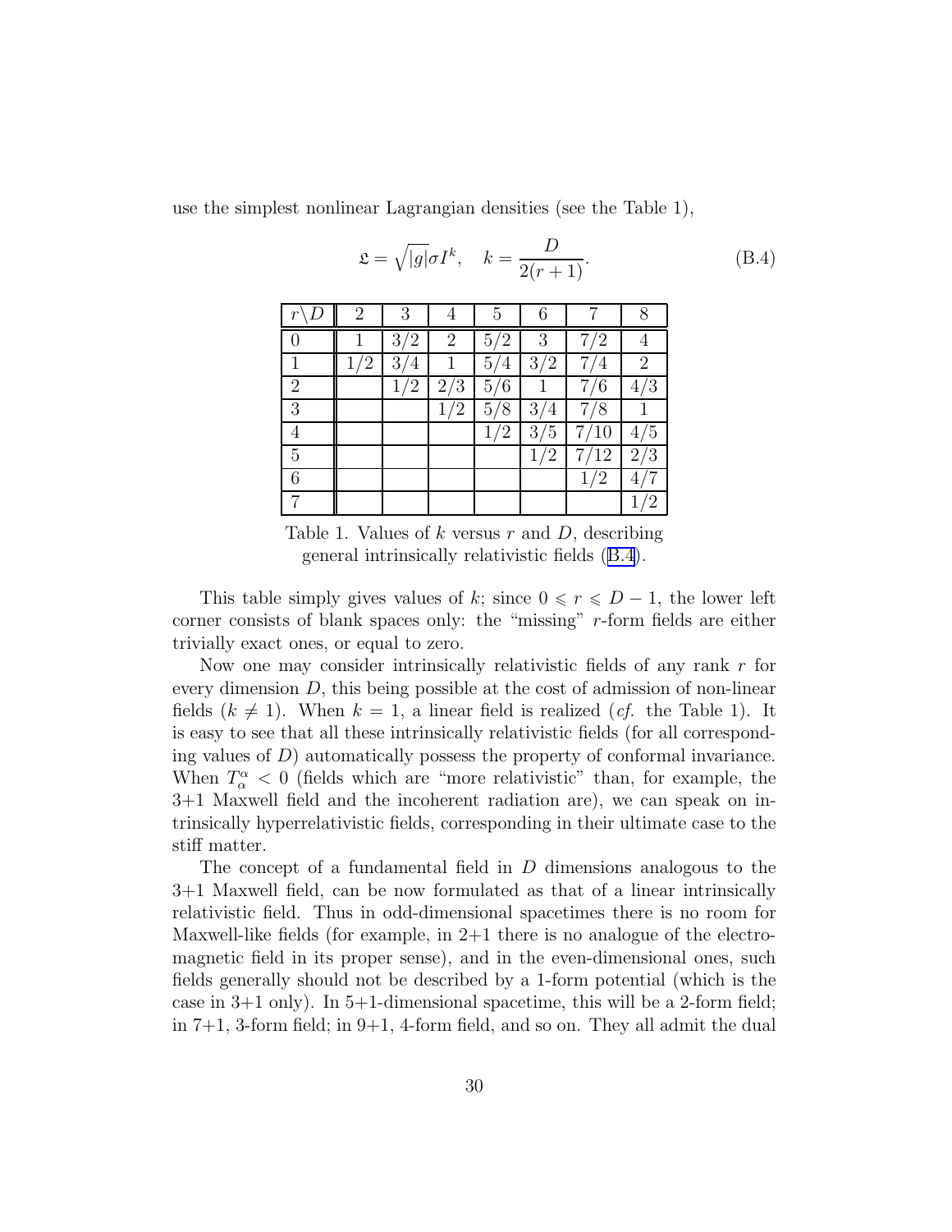use the simplest nonlinear Lagrangian densities (see the Table 1),

$$\mathfrak{L} = \sqrt{|g|}\sigma I^k, \quad k = \frac{D}{2(r+1)}. \tag{B.4}$$

| $r \backslash D$ | 2 | 3 | 4 | 5 | 6 | 7 | 8 |
|---|---|---|---|---|---|---|---|
| 0 | 1 | 3/2 | 2 | 5/2 | 3 | 7/2 | 4 |
| 1 | 1/2 | 3/4 | 1 | 5/4 | 3/2 | 7/4 | 2 |
| 2 | | 1/2 | 2/3 | 5/6 | 1 | 7/6 | 4/3 |
| 3 | | | 1/2 | 5/8 | 3/4 | 7/8 | 1 |
| 4 | | | | 1/2 | 3/5 | 7/10 | 4/5 |
| 5 | | | | | 1/2 | 7/12 | 2/3 |
| 6 | | | | | | 1/2 | 4/7 |
| 7 | | | | | | | 1/2 |

Table 1. Values of $k$ versus $r$ and $D$, describing general intrinsically relativistic fields (B.4).

This table simply gives values of $k$; since $0 \leqslant r \leqslant D-1$, the lower left corner consists of blank spaces only: the "missing" $r$-form fields are either trivially exact ones, or equal to zero.

Now one may consider intrinsically relativistic fields of any rank $r$ for every dimension $D$, this being possible at the cost of admission of non-linear fields ($k \neq 1$). When $k = 1$, a linear field is realized (*cf.* the Table 1). It is easy to see that all these intrinsically relativistic fields (for all corresponding values of $D$) automatically possess the property of conformal invariance. When $T^\alpha_\alpha < 0$ (fields which are "more relativistic" than, for example, the 3+1 Maxwell field and the incoherent radiation are), we can speak on intrinsically hyperrelativistic fields, corresponding in their ultimate case to the stiff matter.

The concept of a fundamental field in $D$ dimensions analogous to the 3+1 Maxwell field, can be now formulated as that of a linear intrinsically relativistic field. Thus in odd-dimensional spacetimes there is no room for Maxwell-like fields (for example, in 2+1 there is no analogue of the electromagnetic field in its proper sense), and in the even-dimensional ones, such fields generally should not be described by a 1-form potential (which is the case in 3+1 only). In 5+1-dimensional spacetime, this will be a 2-form field; in 7+1, 3-form field; in 9+1, 4-form field, and so on. They all admit the dual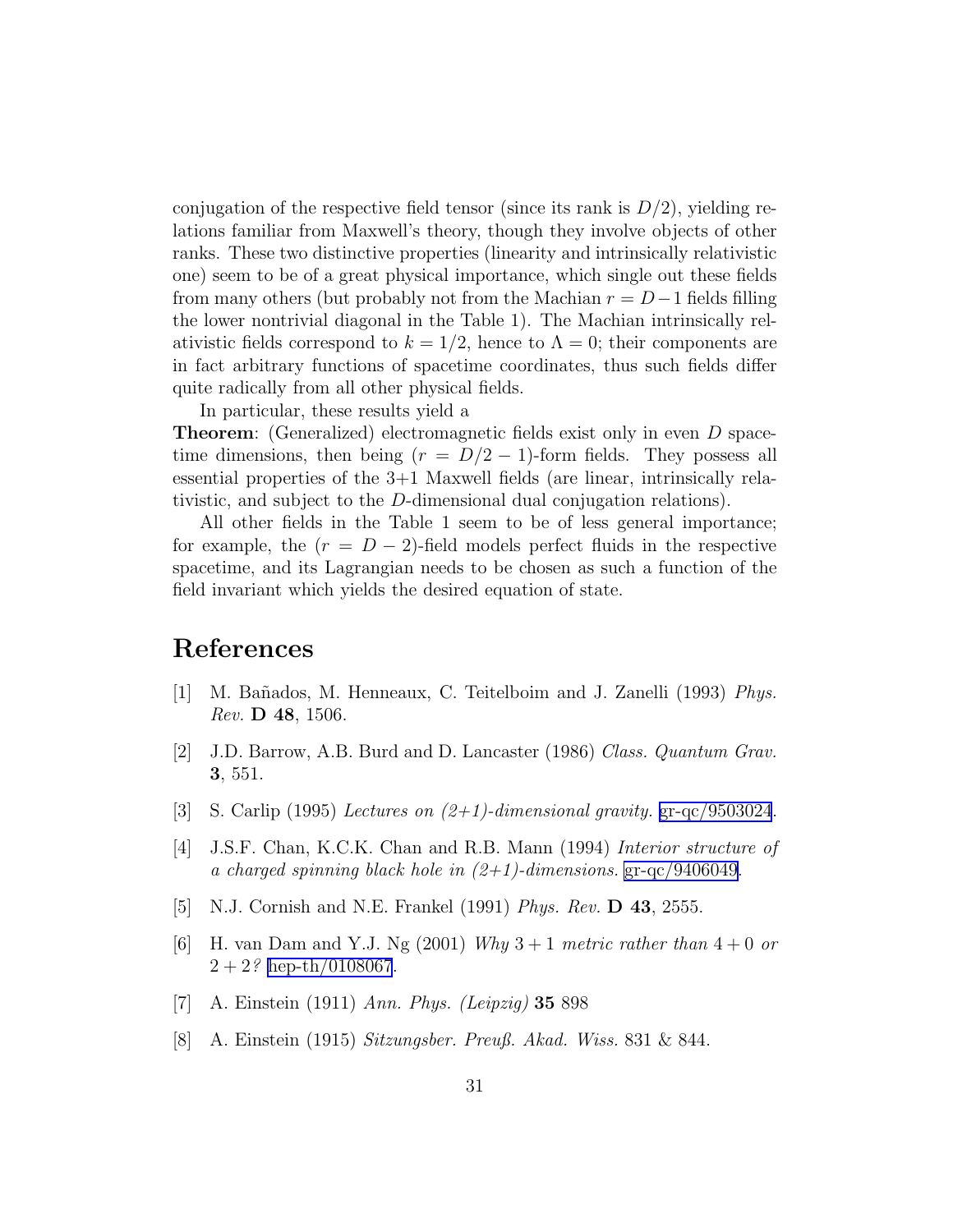conjugation of the respective field tensor (since its rank is $D/2$), yielding relations familiar from Maxwell's theory, though they involve objects of other ranks. These two distinctive properties (linearity and intrinsically relativistic one) seem to be of a great physical importance, which single out these fields from many others (but probably not from the Machian $r = D-1$ fields filling the lower nontrivial diagonal in the Table 1). The Machian intrinsically relativistic fields correspond to $k = 1/2$, hence to $\Lambda = 0$; their components are in fact arbitrary functions of spacetime coordinates, thus such fields differ quite radically from all other physical fields.

In particular, these results yield a

**Theorem**: (Generalized) electromagnetic fields exist only in even $D$ spacetime dimensions, then being $(r = D/2 - 1)$-form fields. They possess all essential properties of the 3+1 Maxwell fields (are linear, intrinsically relativistic, and subject to the $D$-dimensional dual conjugation relations).

All other fields in the Table 1 seem to be of less general importance; for example, the $(r = D - 2)$-field models perfect fluids in the respective spacetime, and its Lagrangian needs to be chosen as such a function of the field invariant which yields the desired equation of state.

# References

[1] M. Bañados, M. Henneaux, C. Teitelboim and J. Zanelli (1993) *Phys. Rev.* **D 48**, 1506.

[2] J.D. Barrow, A.B. Burd and D. Lancaster (1986) *Class. Quantum Grav.* **3**, 551.

[3] S. Carlip (1995) *Lectures on (2+1)-dimensional gravity.* gr-qc/9503024.

[4] J.S.F. Chan, K.C.K. Chan and R.B. Mann (1994) *Interior structure of a charged spinning black hole in (2+1)-dimensions.* gr-qc/9406049.

[5] N.J. Cornish and N.E. Frankel (1991) *Phys. Rev.* **D 43**, 2555.

[6] H. van Dam and Y.J. Ng (2001) *Why $3+1$ metric rather than $4+0$ or $2+2$?* hep-th/0108067.

[7] A. Einstein (1911) *Ann. Phys. (Leipzig)* **35** 898

[8] A. Einstein (1915) *Sitzungsber. Preuß. Akad. Wiss.* 831 & 844.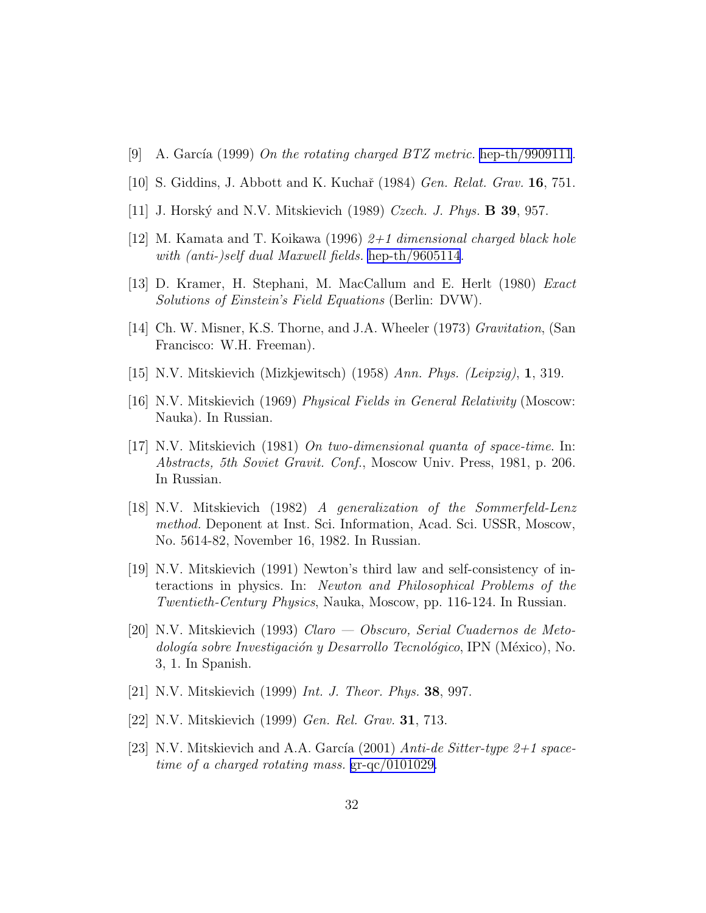[9] A. García (1999) *On the rotating charged BTZ metric.* hep-th/9909111.

[10] S. Giddins, J. Abbott and K. Kuchař (1984) *Gen. Relat. Grav.* **16**, 751.

[11] J. Horský and N.V. Mitskievich (1989) *Czech. J. Phys.* **B 39**, 957.

[12] M. Kamata and T. Koikawa (1996) *2+1 dimensional charged black hole with (anti-)self dual Maxwell fields.* hep-th/9605114.

[13] D. Kramer, H. Stephani, M. MacCallum and E. Herlt (1980) *Exact Solutions of Einstein's Field Equations* (Berlin: DVW).

[14] Ch. W. Misner, K.S. Thorne, and J.A. Wheeler (1973) *Gravitation*, (San Francisco: W.H. Freeman).

[15] N.V. Mitskievich (Mizkjewitsch) (1958) *Ann. Phys. (Leipzig)*, **1**, 319.

[16] N.V. Mitskievich (1969) *Physical Fields in General Relativity* (Moscow: Nauka). In Russian.

[17] N.V. Mitskievich (1981) *On two-dimensional quanta of space-time*. In: *Abstracts, 5th Soviet Gravit. Conf.*, Moscow Univ. Press, 1981, p. 206. In Russian.

[18] N.V. Mitskievich (1982) *A generalization of the Sommerfeld-Lenz method.* Deponent at Inst. Sci. Information, Acad. Sci. USSR, Moscow, No. 5614-82, November 16, 1982. In Russian.

[19] N.V. Mitskievich (1991) Newton's third law and self-consistency of interactions in physics. In: *Newton and Philosophical Problems of the Twentieth-Century Physics*, Nauka, Moscow, pp. 116-124. In Russian.

[20] N.V. Mitskievich (1993) *Claro — Obscuro, Serial Cuadernos de Metodología sobre Investigación y Desarrollo Tecnológico*, IPN (México), No. 3, 1. In Spanish.

[21] N.V. Mitskievich (1999) *Int. J. Theor. Phys.* **38**, 997.

[22] N.V. Mitskievich (1999) *Gen. Rel. Grav.* **31**, 713.

[23] N.V. Mitskievich and A.A. García (2001) *Anti-de Sitter-type 2+1 space-time of a charged rotating mass.* gr-qc/0101029.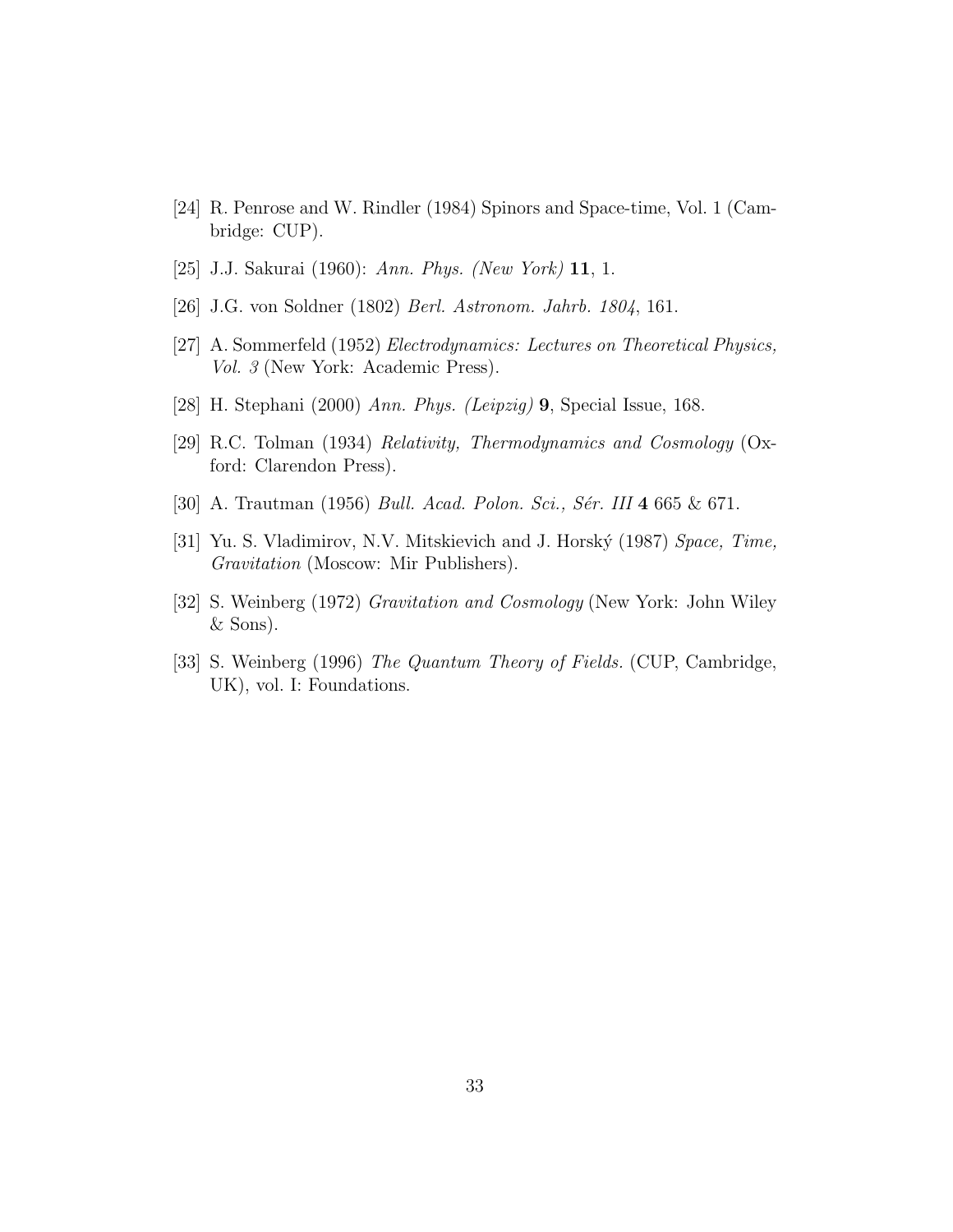[24] R. Penrose and W. Rindler (1984) Spinors and Space-time, Vol. 1 (Cambridge: CUP).

[25] J.J. Sakurai (1960): *Ann. Phys. (New York)* **11**, 1.

[26] J.G. von Soldner (1802) *Berl. Astronom. Jahrb. 1804*, 161.

[27] A. Sommerfeld (1952) *Electrodynamics: Lectures on Theoretical Physics, Vol. 3* (New York: Academic Press).

[28] H. Stephani (2000) *Ann. Phys. (Leipzig)* **9**, Special Issue, 168.

[29] R.C. Tolman (1934) *Relativity, Thermodynamics and Cosmology* (Oxford: Clarendon Press).

[30] A. Trautman (1956) *Bull. Acad. Polon. Sci., Sér. III* **4** 665 & 671.

[31] Yu. S. Vladimirov, N.V. Mitskievich and J. Horský (1987) *Space, Time, Gravitation* (Moscow: Mir Publishers).

[32] S. Weinberg (1972) *Gravitation and Cosmology* (New York: John Wiley & Sons).

[33] S. Weinberg (1996) *The Quantum Theory of Fields.* (CUP, Cambridge, UK), vol. I: Foundations.